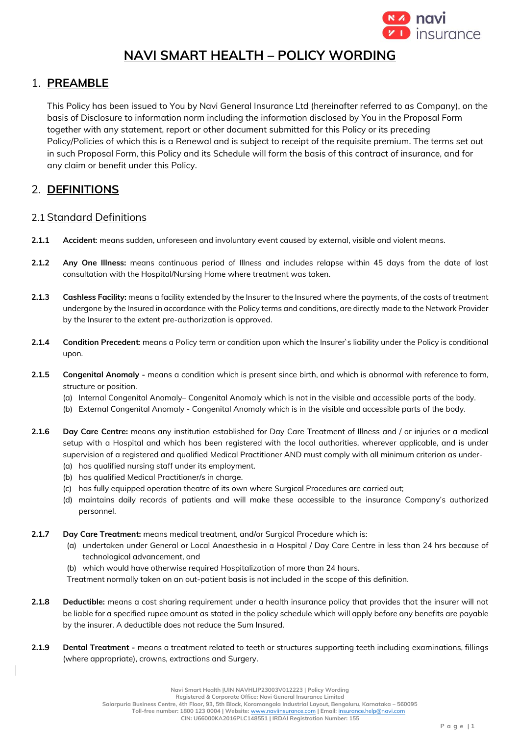# NAVI SMART HEALTH – POLICY WORDING

## 1. PREAMBLE

This Policy has been issued to You by Navi General Insurance Ltd (hereinafter referred to as Company), on the basis of Disclosure to information norm including the information disclosed by You in the Proposal Form together with any statement, report or other document submitted for this Policy or its preceding Policy/Policies of which this is a Renewal and is subject to receipt of the requisite premium. The terms set out in such Proposal Form, this Policy and its Schedule will form the basis of this contract of insurance, and for any claim or benefit under this Policy.

## 2. DEFINITIONS

### 2.1 Standard Definitions

**2.1.1** **Accident**: means sudden, unforeseen and involuntary event caused by external, visible and violent means.

**2.1.2** **Any One Illness:** means continuous period of Illness and includes relapse within 45 days from the date of last consultation with the Hospital/Nursing Home where treatment was taken.

**2.1.3** **Cashless Facility:** means a facility extended by the Insurer to the Insured where the payments, of the costs of treatment undergone by the Insured in accordance with the Policy terms and conditions, are directly made to the Network Provider by the Insurer to the extent pre-authorization is approved.

**2.1.4** **Condition Precedent**: means a Policy term or condition upon which the Insurer`s liability under the Policy is conditional upon.

**2.1.5** **Congenital Anomaly -** means a condition which is present since birth, and which is abnormal with reference to form, structure or position.

(a) Internal Congenital Anomaly– Congenital Anomaly which is not in the visible and accessible parts of the body.
(b) External Congenital Anomaly - Congenital Anomaly which is in the visible and accessible parts of the body.

**2.1.6** **Day Care Centre:** means any institution established for Day Care Treatment of Illness and / or injuries or a medical setup with a Hospital and which has been registered with the local authorities, wherever applicable, and is under supervision of a registered and qualified Medical Practitioner AND must comply with all minimum criterion as under-

(a) has qualified nursing staff under its employment.
(b) has qualified Medical Practitioner/s in charge.
(c) has fully equipped operation theatre of its own where Surgical Procedures are carried out;
(d) maintains daily records of patients and will make these accessible to the insurance Company's authorized personnel.

**2.1.7** **Day Care Treatment:** means medical treatment, and/or Surgical Procedure which is:

(a) undertaken under General or Local Anaesthesia in a Hospital / Day Care Centre in less than 24 hrs because of technological advancement, and
(b) which would have otherwise required Hospitalization of more than 24 hours.

Treatment normally taken on an out-patient basis is not included in the scope of this definition.

**2.1.8** **Deductible:** means a cost sharing requirement under a health insurance policy that provides that the insurer will not be liable for a specified rupee amount as stated in the policy schedule which will apply before any benefits are payable by the insurer. A deductible does not reduce the Sum Insured.

**2.1.9** **Dental Treatment -** means a treatment related to teeth or structures supporting teeth including examinations, fillings (where appropriate), crowns, extractions and Surgery.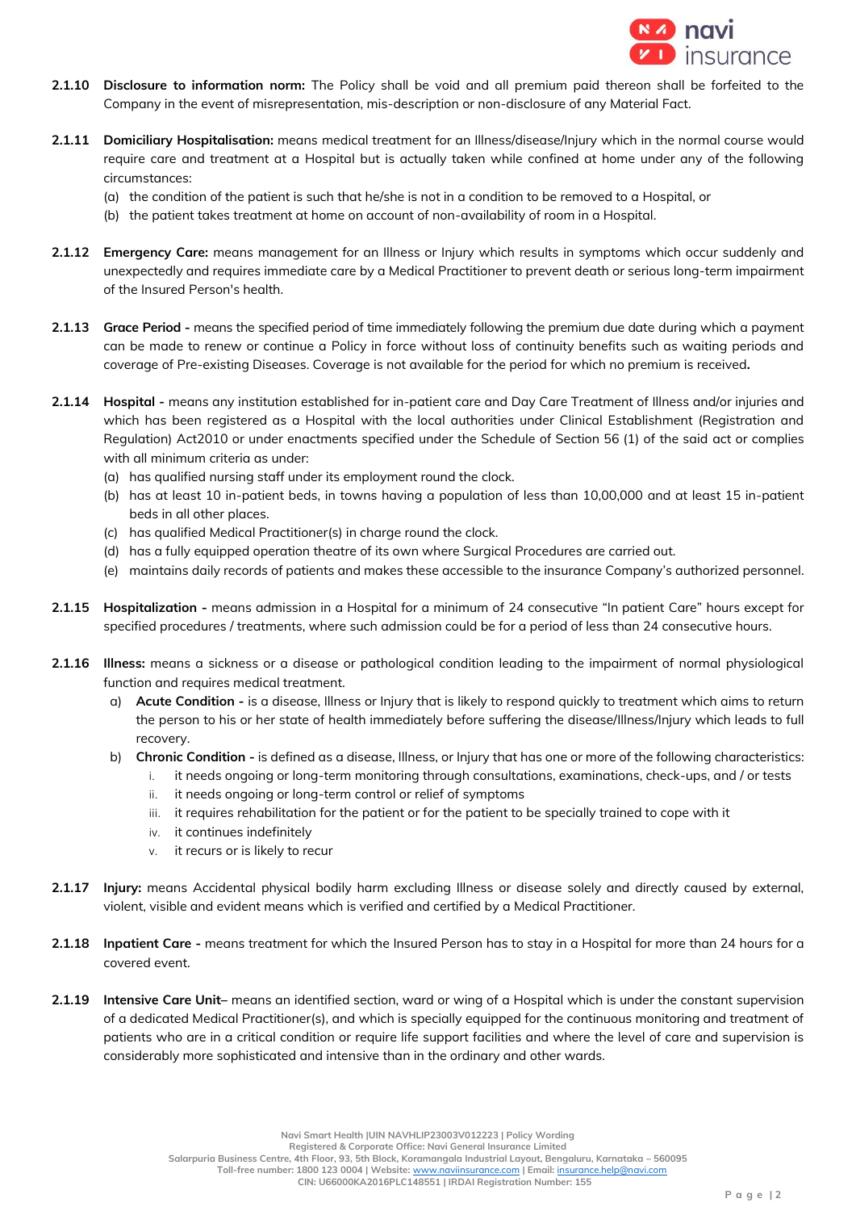**2.1.10 Disclosure to information norm:** The Policy shall be void and all premium paid thereon shall be forfeited to the Company in the event of misrepresentation, mis-description or non-disclosure of any Material Fact.

**2.1.11 Domiciliary Hospitalisation:** means medical treatment for an Illness/disease/Injury which in the normal course would require care and treatment at a Hospital but is actually taken while confined at home under any of the following circumstances:

(a) the condition of the patient is such that he/she is not in a condition to be removed to a Hospital, or
(b) the patient takes treatment at home on account of non-availability of room in a Hospital.

**2.1.12 Emergency Care:** means management for an Illness or Injury which results in symptoms which occur suddenly and unexpectedly and requires immediate care by a Medical Practitioner to prevent death or serious long-term impairment of the Insured Person's health.

**2.1.13 Grace Period -** means the specified period of time immediately following the premium due date during which a payment can be made to renew or continue a Policy in force without loss of continuity benefits such as waiting periods and coverage of Pre-existing Diseases. Coverage is not available for the period for which no premium is received**.**

**2.1.14 Hospital -** means any institution established for in-patient care and Day Care Treatment of Illness and/or injuries and which has been registered as a Hospital with the local authorities under Clinical Establishment (Registration and Regulation) Act2010 or under enactments specified under the Schedule of Section 56 (1) of the said act or complies with all minimum criteria as under:

(a) has qualified nursing staff under its employment round the clock.
(b) has at least 10 in-patient beds, in towns having a population of less than 10,00,000 and at least 15 in-patient beds in all other places.
(c) has qualified Medical Practitioner(s) in charge round the clock.
(d) has a fully equipped operation theatre of its own where Surgical Procedures are carried out.
(e) maintains daily records of patients and makes these accessible to the insurance Company's authorized personnel.

**2.1.15 Hospitalization -** means admission in a Hospital for a minimum of 24 consecutive "In patient Care" hours except for specified procedures / treatments, where such admission could be for a period of less than 24 consecutive hours.

**2.1.16 Illness:** means a sickness or a disease or pathological condition leading to the impairment of normal physiological function and requires medical treatment.

a) **Acute Condition -** is a disease, Illness or Injury that is likely to respond quickly to treatment which aims to return the person to his or her state of health immediately before suffering the disease/Illness/Injury which leads to full recovery.
b) **Chronic Condition -** is defined as a disease, Illness, or Injury that has one or more of the following characteristics:
   i. it needs ongoing or long-term monitoring through consultations, examinations, check-ups, and / or tests
   ii. it needs ongoing or long-term control or relief of symptoms
   iii. it requires rehabilitation for the patient or for the patient to be specially trained to cope with it
   iv. it continues indefinitely
   v. it recurs or is likely to recur

**2.1.17 Injury:** means Accidental physical bodily harm excluding Illness or disease solely and directly caused by external, violent, visible and evident means which is verified and certified by a Medical Practitioner.

**2.1.18 Inpatient Care -** means treatment for which the Insured Person has to stay in a Hospital for more than 24 hours for a covered event.

**2.1.19 Intensive Care Unit**– means an identified section, ward or wing of a Hospital which is under the constant supervision of a dedicated Medical Practitioner(s), and which is specially equipped for the continuous monitoring and treatment of patients who are in a critical condition or require life support facilities and where the level of care and supervision is considerably more sophisticated and intensive than in the ordinary and other wards.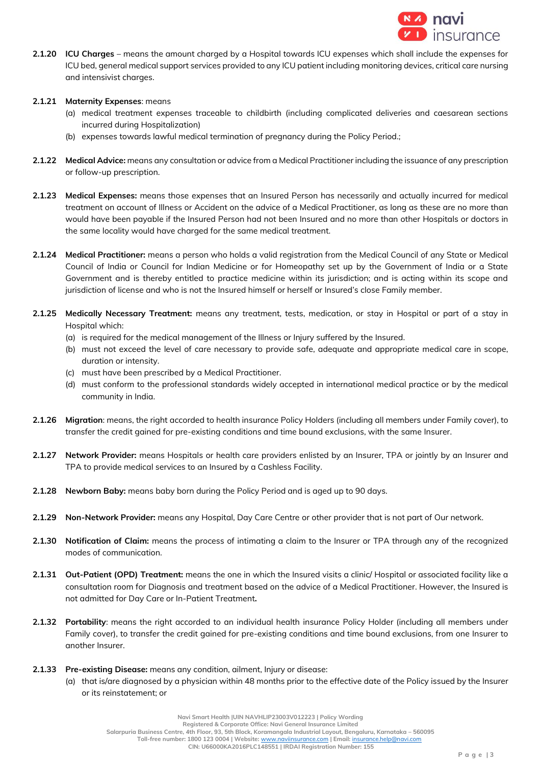**2.1.20** **ICU Charges** – means the amount charged by a Hospital towards ICU expenses which shall include the expenses for ICU bed, general medical support services provided to any ICU patient including monitoring devices, critical care nursing and intensivist charges.

**2.1.21** **Maternity Expenses**: means

(a) medical treatment expenses traceable to childbirth (including complicated deliveries and caesarean sections incurred during Hospitalization)

(b) expenses towards lawful medical termination of pregnancy during the Policy Period.;

**2.1.22** **Medical Advice:** means any consultation or advice from a Medical Practitioner including the issuance of any prescription or follow-up prescription.

**2.1.23** **Medical Expenses:** means those expenses that an Insured Person has necessarily and actually incurred for medical treatment on account of Illness or Accident on the advice of a Medical Practitioner, as long as these are no more than would have been payable if the Insured Person had not been Insured and no more than other Hospitals or doctors in the same locality would have charged for the same medical treatment.

**2.1.24** **Medical Practitioner:** means a person who holds a valid registration from the Medical Council of any State or Medical Council of India or Council for Indian Medicine or for Homeopathy set up by the Government of India or a State Government and is thereby entitled to practice medicine within its jurisdiction; and is acting within its scope and jurisdiction of license and who is not the Insured himself or herself or Insured's close Family member.

**2.1.25** **Medically Necessary Treatment:** means any treatment, tests, medication, or stay in Hospital or part of a stay in Hospital which:

(a) is required for the medical management of the Illness or Injury suffered by the Insured.

(b) must not exceed the level of care necessary to provide safe, adequate and appropriate medical care in scope, duration or intensity.

(c) must have been prescribed by a Medical Practitioner.

(d) must conform to the professional standards widely accepted in international medical practice or by the medical community in India.

**2.1.26** **Migration**: means, the right accorded to health insurance Policy Holders (including all members under Family cover), to transfer the credit gained for pre-existing conditions and time bound exclusions, with the same Insurer.

**2.1.27** **Network Provider:** means Hospitals or health care providers enlisted by an Insurer, TPA or jointly by an Insurer and TPA to provide medical services to an Insured by a Cashless Facility.

**2.1.28** **Newborn Baby:** means baby born during the Policy Period and is aged up to 90 days.

**2.1.29** **Non-Network Provider:** means any Hospital, Day Care Centre or other provider that is not part of Our network.

**2.1.30** **Notification of Claim:** means the process of intimating a claim to the Insurer or TPA through any of the recognized modes of communication.

**2.1.31** **Out-Patient (OPD) Treatment:** means the one in which the Insured visits a clinic/ Hospital or associated facility like a consultation room for Diagnosis and treatment based on the advice of a Medical Practitioner. However, the Insured is not admitted for Day Care or In-Patient Treatment**.**

**2.1.32** **Portability**: means the right accorded to an individual health insurance Policy Holder (including all members under Family cover), to transfer the credit gained for pre-existing conditions and time bound exclusions, from one Insurer to another Insurer.

**2.1.33** **Pre-existing Disease:** means any condition, ailment, Injury or disease:

(a) that is/are diagnosed by a physician within 48 months prior to the effective date of the Policy issued by the Insurer or its reinstatement; or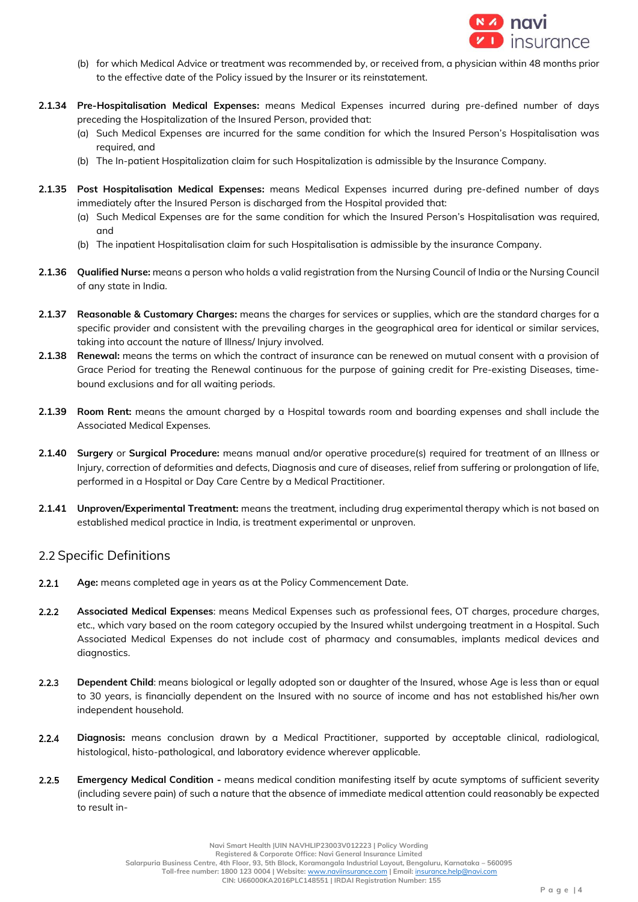(b) for which Medical Advice or treatment was recommended by, or received from, a physician within 48 months prior to the effective date of the Policy issued by the Insurer or its reinstatement.

**2.1.34 Pre-Hospitalisation Medical Expenses:** means Medical Expenses incurred during pre-defined number of days preceding the Hospitalization of the Insured Person, provided that:

(a) Such Medical Expenses are incurred for the same condition for which the Insured Person's Hospitalisation was required, and

(b) The In-patient Hospitalization claim for such Hospitalization is admissible by the Insurance Company.

**2.1.35 Post Hospitalisation Medical Expenses:** means Medical Expenses incurred during pre-defined number of days immediately after the Insured Person is discharged from the Hospital provided that:

(a) Such Medical Expenses are for the same condition for which the Insured Person's Hospitalisation was required, and

(b) The inpatient Hospitalisation claim for such Hospitalisation is admissible by the insurance Company.

**2.1.36 Qualified Nurse:** means a person who holds a valid registration from the Nursing Council of India or the Nursing Council of any state in India.

**2.1.37 Reasonable & Customary Charges:** means the charges for services or supplies, which are the standard charges for a specific provider and consistent with the prevailing charges in the geographical area for identical or similar services, taking into account the nature of Illness/ Injury involved.

**2.1.38 Renewal:** means the terms on which the contract of insurance can be renewed on mutual consent with a provision of Grace Period for treating the Renewal continuous for the purpose of gaining credit for Pre-existing Diseases, time-bound exclusions and for all waiting periods.

**2.1.39 Room Rent:** means the amount charged by a Hospital towards room and boarding expenses and shall include the Associated Medical Expenses.

**2.1.40 Surgery** or **Surgical Procedure:** means manual and/or operative procedure(s) required for treatment of an Illness or Injury, correction of deformities and defects, Diagnosis and cure of diseases, relief from suffering or prolongation of life, performed in a Hospital or Day Care Centre by a Medical Practitioner.

**2.1.41 Unproven/Experimental Treatment:** means the treatment, including drug experimental therapy which is not based on established medical practice in India, is treatment experimental or unproven.

## 2.2 Specific Definitions

**2.2.1 Age:** means completed age in years as at the Policy Commencement Date.

**2.2.2 Associated Medical Expenses**: means Medical Expenses such as professional fees, OT charges, procedure charges, etc., which vary based on the room category occupied by the Insured whilst undergoing treatment in a Hospital. Such Associated Medical Expenses do not include cost of pharmacy and consumables, implants medical devices and diagnostics.

**2.2.3 Dependent Child**: means biological or legally adopted son or daughter of the Insured, whose Age is less than or equal to 30 years, is financially dependent on the Insured with no source of income and has not established his/her own independent household.

**2.2.4 Diagnosis:** means conclusion drawn by a Medical Practitioner, supported by acceptable clinical, radiological, histological, histo-pathological, and laboratory evidence wherever applicable.

**2.2.5 Emergency Medical Condition -** means medical condition manifesting itself by acute symptoms of sufficient severity (including severe pain) of such a nature that the absence of immediate medical attention could reasonably be expected to result in-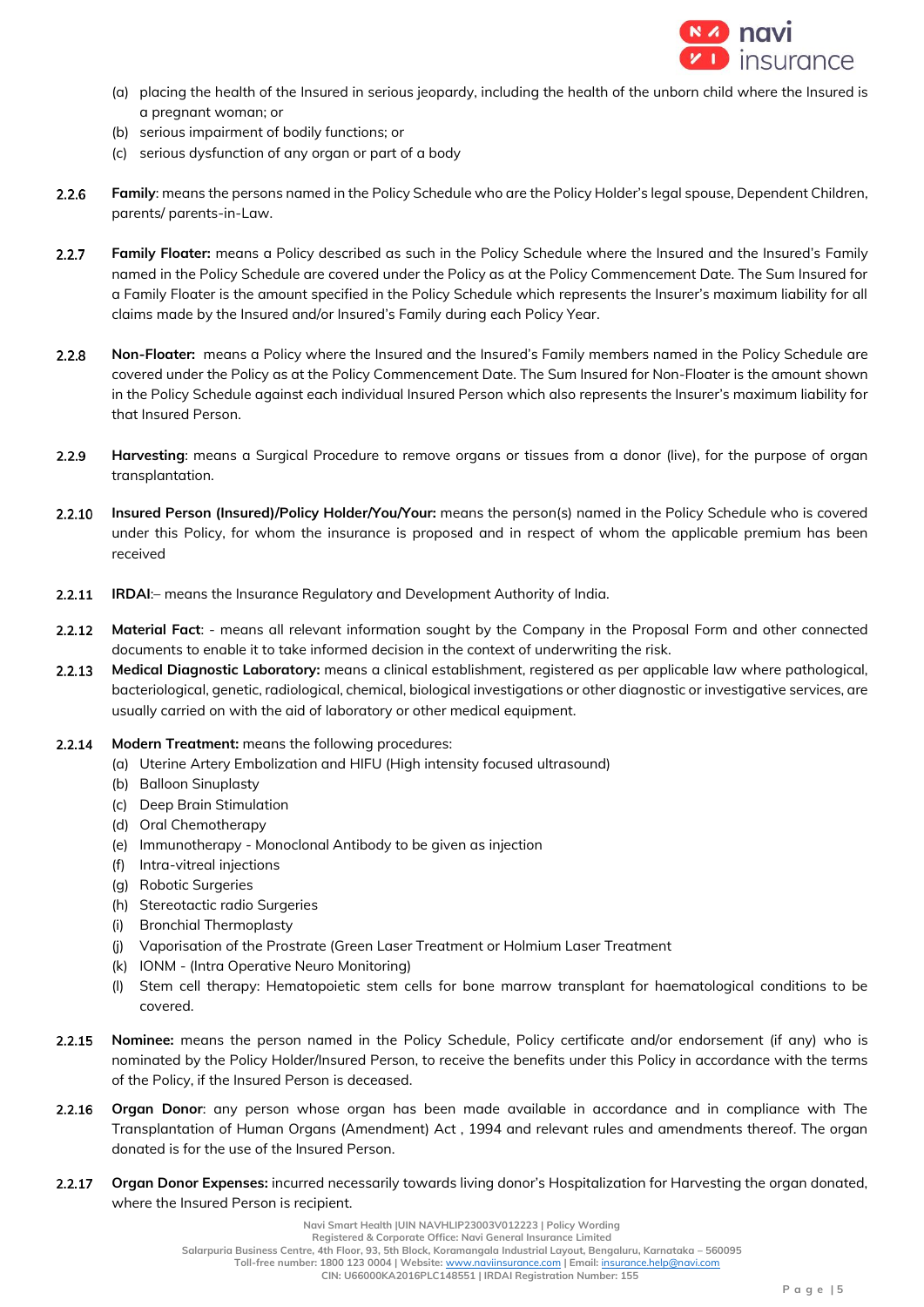(a) placing the health of the Insured in serious jeopardy, including the health of the unborn child where the Insured is a pregnant woman; or
(b) serious impairment of bodily functions; or
(c) serious dysfunction of any organ or part of a body

**2.2.6** **Family**: means the persons named in the Policy Schedule who are the Policy Holder's legal spouse, Dependent Children, parents/ parents-in-Law.

**2.2.7** **Family Floater:** means a Policy described as such in the Policy Schedule where the Insured and the Insured's Family named in the Policy Schedule are covered under the Policy as at the Policy Commencement Date. The Sum Insured for a Family Floater is the amount specified in the Policy Schedule which represents the Insurer's maximum liability for all claims made by the Insured and/or Insured's Family during each Policy Year.

**2.2.8** **Non-Floater:** means a Policy where the Insured and the Insured's Family members named in the Policy Schedule are covered under the Policy as at the Policy Commencement Date. The Sum Insured for Non-Floater is the amount shown in the Policy Schedule against each individual Insured Person which also represents the Insurer's maximum liability for that Insured Person.

**2.2.9** **Harvesting**: means a Surgical Procedure to remove organs or tissues from a donor (live), for the purpose of organ transplantation.

**2.2.10** **Insured Person (Insured)/Policy Holder/You/Your:** means the person(s) named in the Policy Schedule who is covered under this Policy, for whom the insurance is proposed and in respect of whom the applicable premium has been received

**2.2.11** **IRDAI**:– means the Insurance Regulatory and Development Authority of India.

**2.2.12** **Material Fact**: - means all relevant information sought by the Company in the Proposal Form and other connected documents to enable it to take informed decision in the context of underwriting the risk.

**2.2.13** **Medical Diagnostic Laboratory:** means a clinical establishment, registered as per applicable law where pathological, bacteriological, genetic, radiological, chemical, biological investigations or other diagnostic or investigative services, are usually carried on with the aid of laboratory or other medical equipment.

**2.2.14** **Modern Treatment:** means the following procedures:
(a) Uterine Artery Embolization and HIFU (High intensity focused ultrasound)
(b) Balloon Sinuplasty
(c) Deep Brain Stimulation
(d) Oral Chemotherapy
(e) Immunotherapy - Monoclonal Antibody to be given as injection
(f) Intra-vitreal injections
(g) Robotic Surgeries
(h) Stereotactic radio Surgeries
(i) Bronchial Thermoplasty
(j) Vaporisation of the Prostrate (Green Laser Treatment or Holmium Laser Treatment
(k) IONM - (Intra Operative Neuro Monitoring)
(l) Stem cell therapy: Hematopoietic stem cells for bone marrow transplant for haematological conditions to be covered.

**2.2.15** **Nominee:** means the person named in the Policy Schedule, Policy certificate and/or endorsement (if any) who is nominated by the Policy Holder/Insured Person, to receive the benefits under this Policy in accordance with the terms of the Policy, if the Insured Person is deceased.

**2.2.16** **Organ Donor**: any person whose organ has been made available in accordance and in compliance with The Transplantation of Human Organs (Amendment) Act , 1994 and relevant rules and amendments thereof. The organ donated is for the use of the Insured Person.

**2.2.17** **Organ Donor Expenses:** incurred necessarily towards living donor's Hospitalization for Harvesting the organ donated, where the Insured Person is recipient.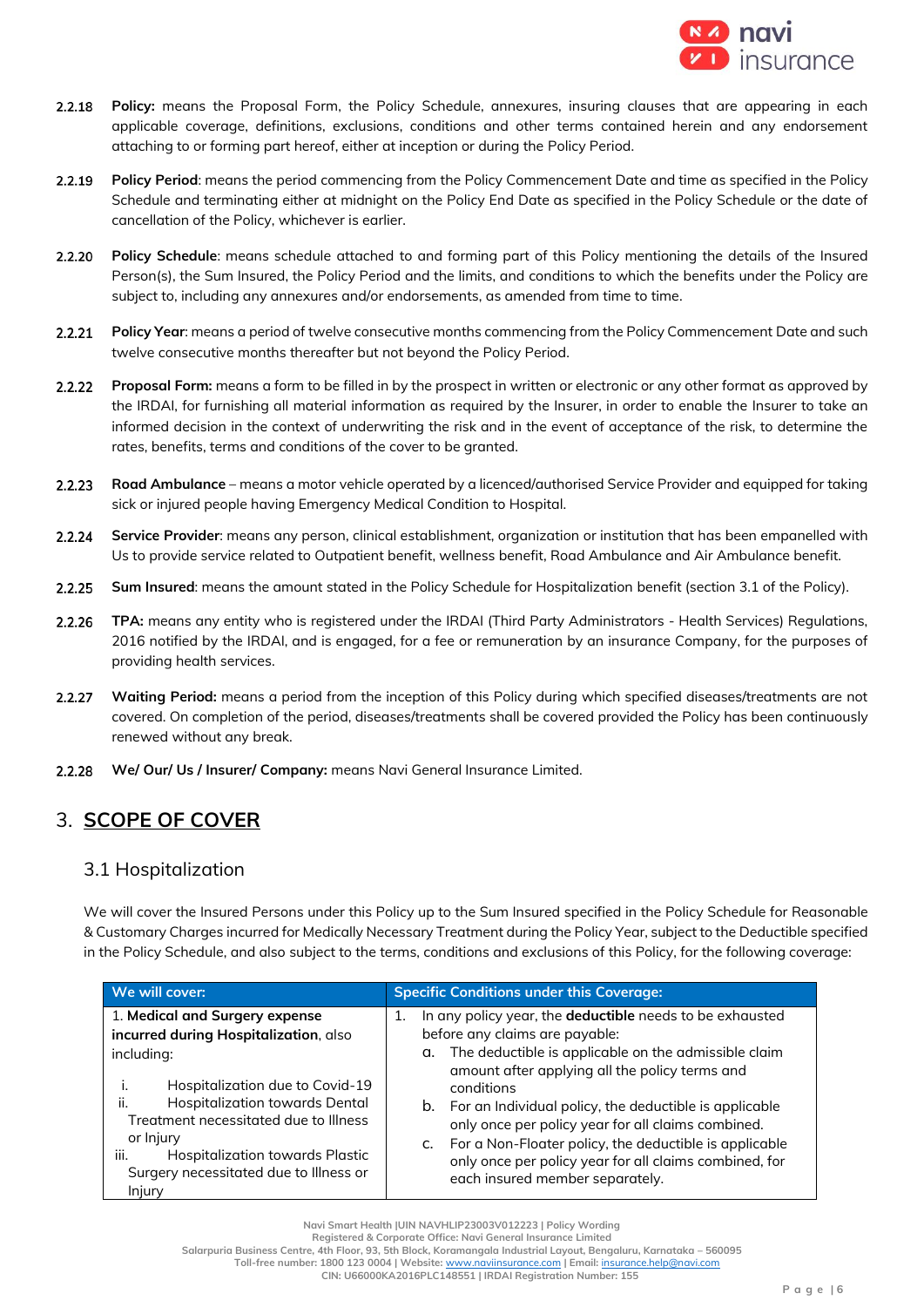2.2.18 **Policy:** means the Proposal Form, the Policy Schedule, annexures, insuring clauses that are appearing in each applicable coverage, definitions, exclusions, conditions and other terms contained herein and any endorsement attaching to or forming part hereof, either at inception or during the Policy Period.

2.2.19 **Policy Period**: means the period commencing from the Policy Commencement Date and time as specified in the Policy Schedule and terminating either at midnight on the Policy End Date as specified in the Policy Schedule or the date of cancellation of the Policy, whichever is earlier.

2.2.20 **Policy Schedule**: means schedule attached to and forming part of this Policy mentioning the details of the Insured Person(s), the Sum Insured, the Policy Period and the limits, and conditions to which the benefits under the Policy are subject to, including any annexures and/or endorsements, as amended from time to time.

2.2.21 **Policy Year**: means a period of twelve consecutive months commencing from the Policy Commencement Date and such twelve consecutive months thereafter but not beyond the Policy Period.

2.2.22 **Proposal Form:** means a form to be filled in by the prospect in written or electronic or any other format as approved by the IRDAI, for furnishing all material information as required by the Insurer, in order to enable the Insurer to take an informed decision in the context of underwriting the risk and in the event of acceptance of the risk, to determine the rates, benefits, terms and conditions of the cover to be granted.

2.2.23 **Road Ambulance** – means a motor vehicle operated by a licenced/authorised Service Provider and equipped for taking sick or injured people having Emergency Medical Condition to Hospital.

2.2.24 **Service Provider**: means any person, clinical establishment, organization or institution that has been empanelled with Us to provide service related to Outpatient benefit, wellness benefit, Road Ambulance and Air Ambulance benefit.

2.2.25 **Sum Insured**: means the amount stated in the Policy Schedule for Hospitalization benefit (section 3.1 of the Policy).

2.2.26 **TPA:** means any entity who is registered under the IRDAI (Third Party Administrators - Health Services) Regulations, 2016 notified by the IRDAI, and is engaged, for a fee or remuneration by an insurance Company, for the purposes of providing health services.

2.2.27 **Waiting Period:** means a period from the inception of this Policy during which specified diseases/treatments are not covered. On completion of the period, diseases/treatments shall be covered provided the Policy has been continuously renewed without any break.

2.2.28 **We/ Our/ Us / Insurer/ Company:** means Navi General Insurance Limited.

# 3. SCOPE OF COVER

## 3.1 Hospitalization

We will cover the Insured Persons under this Policy up to the Sum Insured specified in the Policy Schedule for Reasonable & Customary Charges incurred for Medically Necessary Treatment during the Policy Year, subject to the Deductible specified in the Policy Schedule, and also subject to the terms, conditions and exclusions of this Policy, for the following coverage:

| We will cover: | Specific Conditions under this Coverage: |
|---|---|
| 1. **Medical and Surgery expense incurred during Hospitalization**, also including:<br><br>i. Hospitalization due to Covid-19<br>ii. Hospitalization towards Dental Treatment necessitated due to Illness or Injury<br>iii. Hospitalization towards Plastic Surgery necessitated due to Illness or Injury | 1. In any policy year, the **deductible** needs to be exhausted before any claims are payable:<br>a. The deductible is applicable on the admissible claim amount after applying all the policy terms and conditions<br>b. For an Individual policy, the deductible is applicable only once per policy year for all claims combined.<br>c. For a Non-Floater policy, the deductible is applicable only once per policy year for all claims combined, for each insured member separately. |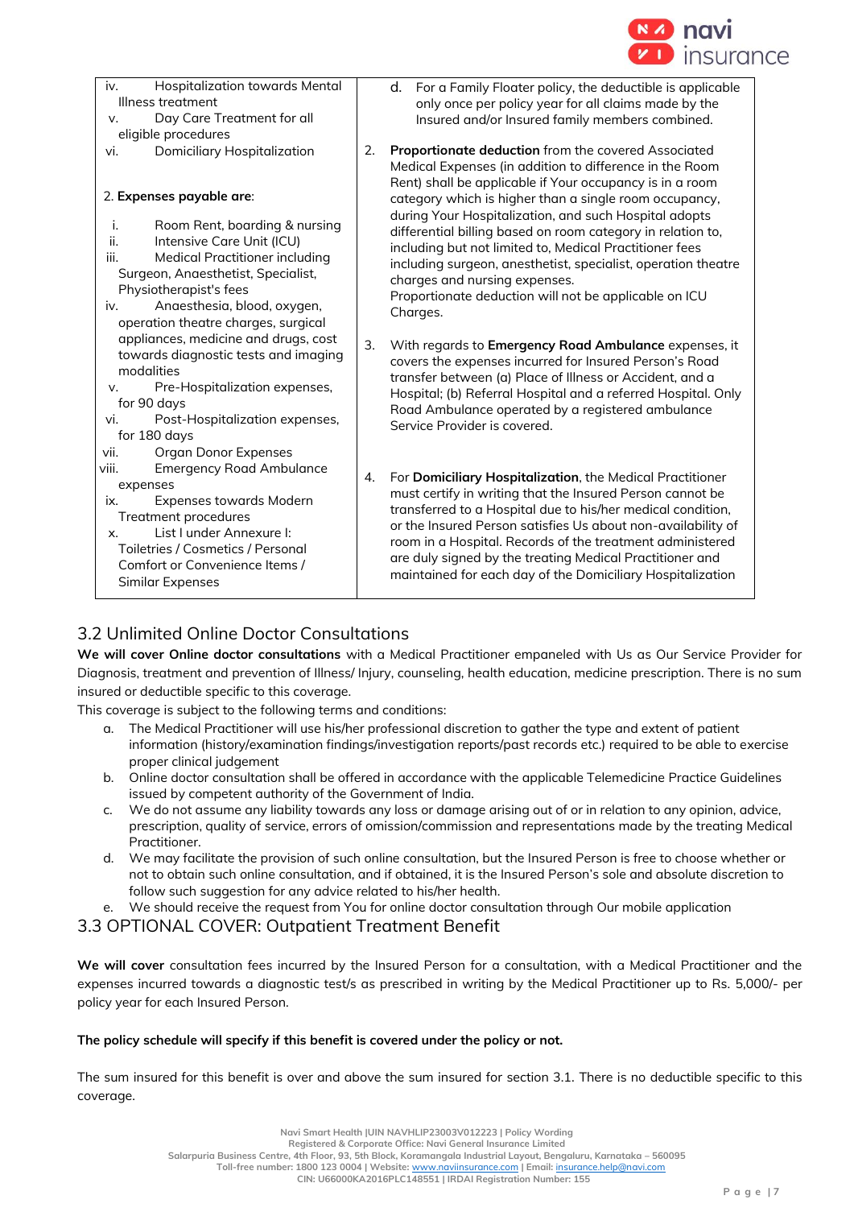| | |
|---|---|
| iv. Hospitalization towards Mental Illness treatment<br>v. Day Care Treatment for all eligible procedures<br>vi. Domiciliary Hospitalization<br><br>2. **Expenses payable are**:<br><br>i. Room Rent, boarding & nursing<br>ii. Intensive Care Unit (ICU)<br>iii. Medical Practitioner including Surgeon, Anaesthetist, Specialist, Physiotherapist's fees<br>iv. Anaesthesia, blood, oxygen, operation theatre charges, surgical appliances, medicine and drugs, cost towards diagnostic tests and imaging modalities<br>v. Pre-Hospitalization expenses, for 90 days<br>vi. Post-Hospitalization expenses, for 180 days<br>vii. Organ Donor Expenses<br>viii. Emergency Road Ambulance expenses<br>ix. Expenses towards Modern Treatment procedures<br>x. List I under Annexure I: Toiletries / Cosmetics / Personal Comfort or Convenience Items / Similar Expenses | d. For a Family Floater policy, the deductible is applicable only once per policy year for all claims made by the Insured and/or Insured family members combined.<br><br>2. **Proportionate deduction** from the covered Associated Medical Expenses (in addition to difference in the Room Rent) shall be applicable if Your occupancy is in a room category which is higher than a single room occupancy, during Your Hospitalization, and such Hospital adopts differential billing based on room category in relation to, including but not limited to, Medical Practitioner fees including surgeon, anesthetist, specialist, operation theatre charges and nursing expenses.<br>Proportionate deduction will not be applicable on ICU Charges.<br><br>3. With regards to **Emergency Road Ambulance** expenses, it covers the expenses incurred for Insured Person's Road transfer between (a) Place of Illness or Accident, and a Hospital; (b) Referral Hospital and a referred Hospital. Only Road Ambulance operated by a registered ambulance Service Provider is covered.<br><br>4. For **Domiciliary Hospitalization**, the Medical Practitioner must certify in writing that the Insured Person cannot be transferred to a Hospital due to his/her medical condition, or the Insured Person satisfies Us about non-availability of room in a Hospital. Records of the treatment administered are duly signed by the treating Medical Practitioner and maintained for each day of the Domiciliary Hospitalization |

## 3.2 Unlimited Online Doctor Consultations

**We will cover Online doctor consultations** with a Medical Practitioner empaneled with Us as Our Service Provider for Diagnosis, treatment and prevention of Illness/ Injury, counseling, health education, medicine prescription. There is no sum insured or deductible specific to this coverage.

This coverage is subject to the following terms and conditions:

a. The Medical Practitioner will use his/her professional discretion to gather the type and extent of patient information (history/examination findings/investigation reports/past records etc.) required to be able to exercise proper clinical judgement
b. Online doctor consultation shall be offered in accordance with the applicable Telemedicine Practice Guidelines issued by competent authority of the Government of India.
c. We do not assume any liability towards any loss or damage arising out of or in relation to any opinion, advice, prescription, quality of service, errors of omission/commission and representations made by the treating Medical Practitioner.
d. We may facilitate the provision of such online consultation, but the Insured Person is free to choose whether or not to obtain such online consultation, and if obtained, it is the Insured Person's sole and absolute discretion to follow such suggestion for any advice related to his/her health.
e. We should receive the request from You for online doctor consultation through Our mobile application

## 3.3 OPTIONAL COVER: Outpatient Treatment Benefit

**We will cover** consultation fees incurred by the Insured Person for a consultation, with a Medical Practitioner and the expenses incurred towards a diagnostic test/s as prescribed in writing by the Medical Practitioner up to Rs. 5,000/- per policy year for each Insured Person.

**The policy schedule will specify if this benefit is covered under the policy or not.**

The sum insured for this benefit is over and above the sum insured for section 3.1. There is no deductible specific to this coverage.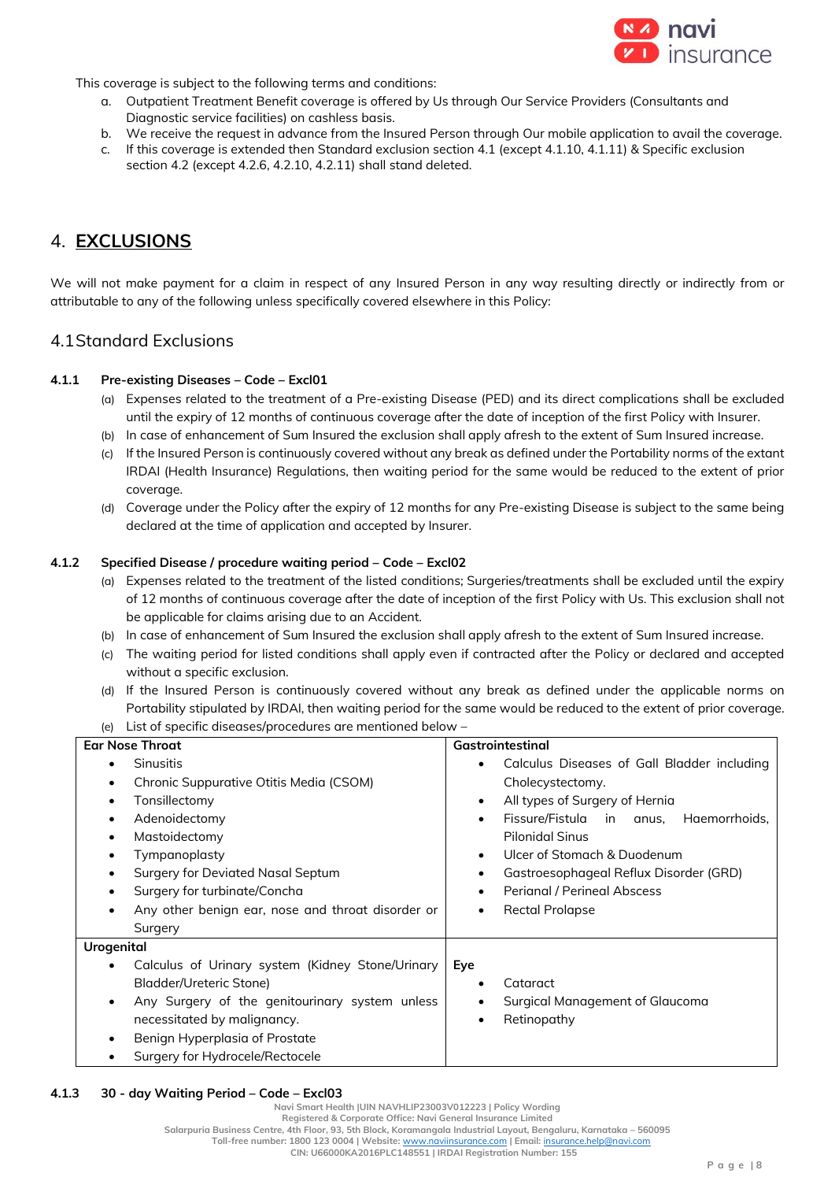This coverage is subject to the following terms and conditions:

a. Outpatient Treatment Benefit coverage is offered by Us through Our Service Providers (Consultants and Diagnostic service facilities) on cashless basis.
b. We receive the request in advance from the Insured Person through Our mobile application to avail the coverage.
c. If this coverage is extended then Standard exclusion section 4.1 (except 4.1.10, 4.1.11) & Specific exclusion section 4.2 (except 4.2.6, 4.2.10, 4.2.11) shall stand deleted.

# 4. EXCLUSIONS

We will not make payment for a claim in respect of any Insured Person in any way resulting directly or indirectly from or attributable to any of the following unless specifically covered elsewhere in this Policy:

## 4.1 Standard Exclusions

### 4.1.1 Pre-existing Diseases – Code – Excl01

(a) Expenses related to the treatment of a Pre-existing Disease (PED) and its direct complications shall be excluded until the expiry of 12 months of continuous coverage after the date of inception of the first Policy with Insurer.

(b) In case of enhancement of Sum Insured the exclusion shall apply afresh to the extent of Sum Insured increase.

(c) If the Insured Person is continuously covered without any break as defined under the Portability norms of the extant IRDAI (Health Insurance) Regulations, then waiting period for the same would be reduced to the extent of prior coverage.

(d) Coverage under the Policy after the expiry of 12 months for any Pre-existing Disease is subject to the same being declared at the time of application and accepted by Insurer.

### 4.1.2 Specified Disease / procedure waiting period – Code – Excl02

(a) Expenses related to the treatment of the listed conditions; Surgeries/treatments shall be excluded until the expiry of 12 months of continuous coverage after the date of inception of the first Policy with Us. This exclusion shall not be applicable for claims arising due to an Accident.

(b) In case of enhancement of Sum Insured the exclusion shall apply afresh to the extent of Sum Insured increase.

(c) The waiting period for listed conditions shall apply even if contracted after the Policy or declared and accepted without a specific exclusion.

(d) If the Insured Person is continuously covered without any break as defined under the applicable norms on Portability stipulated by IRDAI, then waiting period for the same would be reduced to the extent of prior coverage.

(e) List of specific diseases/procedures are mentioned below –

| Ear Nose Throat | Gastrointestinal |
|---|---|
| • Sinusitis<br>• Chronic Suppurative Otitis Media (CSOM)<br>• Tonsillectomy<br>• Adenoidectomy<br>• Mastoidectomy<br>• Tympanoplasty<br>• Surgery for Deviated Nasal Septum<br>• Surgery for turbinate/Concha<br>• Any other benign ear, nose and throat disorder or Surgery | • Calculus Diseases of Gall Bladder including Cholecystectomy.<br>• All types of Surgery of Hernia<br>• Fissure/Fistula in anus, Haemorrhoids, Pilonidal Sinus<br>• Ulcer of Stomach & Duodenum<br>• Gastroesophageal Reflux Disorder (GRD)<br>• Perianal / Perineal Abscess<br>• Rectal Prolapse |
| **Urogenital** | **Eye** |
| • Calculus of Urinary system (Kidney Stone/Urinary Bladder/Ureteric Stone)<br>• Any Surgery of the genitourinary system unless necessitated by malignancy.<br>• Benign Hyperplasia of Prostate<br>• Surgery for Hydrocele/Rectocele | • Cataract<br>• Surgical Management of Glaucoma<br>• Retinopathy |

### 4.1.3 30 - day Waiting Period – Code – Excl03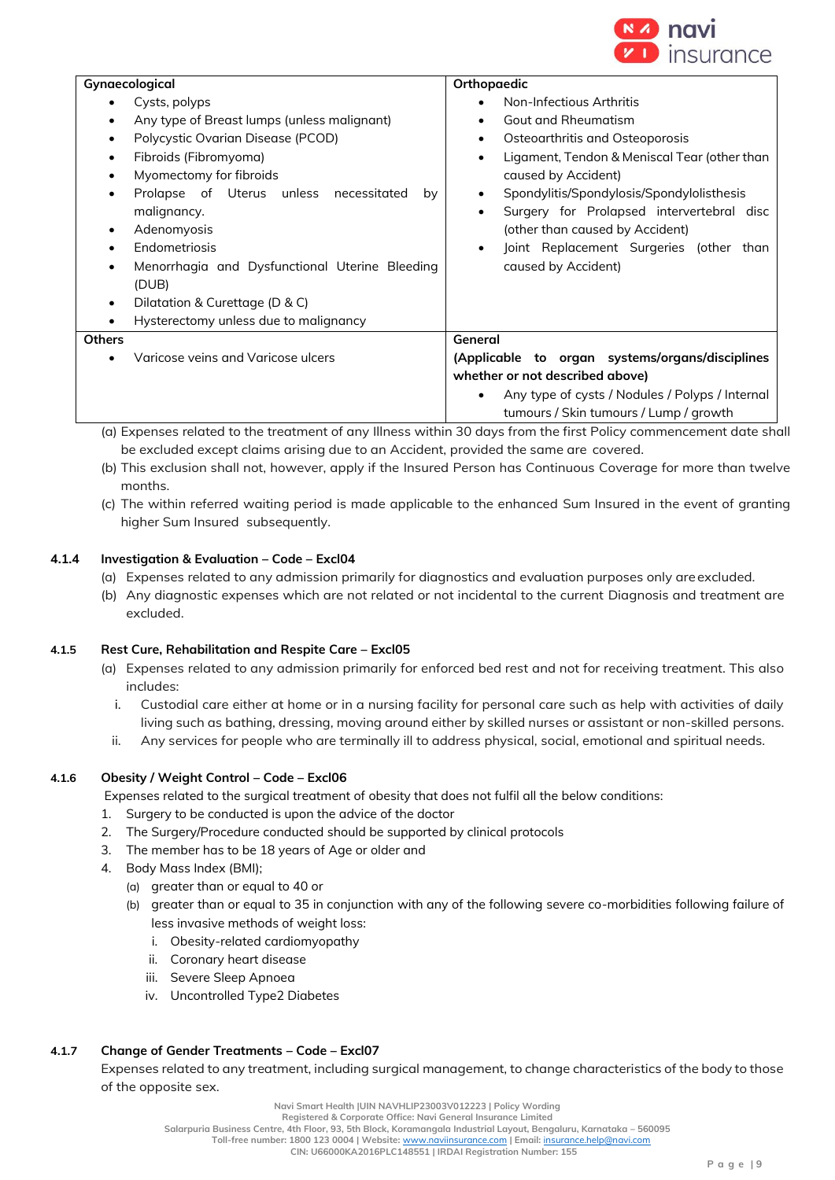| Gynaecological | Orthopaedic |
|---|---|
| • Cysts, polyps<br>• Any type of Breast lumps (unless malignant)<br>• Polycystic Ovarian Disease (PCOD)<br>• Fibroids (Fibromyoma)<br>• Myomectomy for fibroids<br>• Prolapse of Uterus unless necessitated by malignancy.<br>• Adenomyosis<br>• Endometriosis<br>• Menorrhagia and Dysfunctional Uterine Bleeding (DUB)<br>• Dilatation & Curettage (D & C)<br>• Hysterectomy unless due to malignancy | • Non-Infectious Arthritis<br>• Gout and Rheumatism<br>• Osteoarthritis and Osteoporosis<br>• Ligament, Tendon & Meniscal Tear (other than caused by Accident)<br>• Spondylitis/Spondylosis/Spondylolisthesis<br>• Surgery for Prolapsed intervertebral disc (other than caused by Accident)<br>• Joint Replacement Surgeries (other than caused by Accident) |
| **Others** | **General** |
| • Varicose veins and Varicose ulcers | **(Applicable to organ systems/organs/disciplines whether or not described above)**<br>• Any type of cysts / Nodules / Polyps / Internal tumours / Skin tumours / Lump / growth |

(a) Expenses related to the treatment of any Illness within 30 days from the first Policy commencement date shall be excluded except claims arising due to an Accident, provided the same are covered.

(b) This exclusion shall not, however, apply if the Insured Person has Continuous Coverage for more than twelve months.

(c) The within referred waiting period is made applicable to the enhanced Sum Insured in the event of granting higher Sum Insured subsequently.

#### 4.1.4 Investigation & Evaluation – Code – Excl04

(a) Expenses related to any admission primarily for diagnostics and evaluation purposes only are excluded.

(b) Any diagnostic expenses which are not related or not incidental to the current Diagnosis and treatment are excluded.

#### 4.1.5 Rest Cure, Rehabilitation and Respite Care – Excl05

(a) Expenses related to any admission primarily for enforced bed rest and not for receiving treatment. This also includes:

i. Custodial care either at home or in a nursing facility for personal care such as help with activities of daily living such as bathing, dressing, moving around either by skilled nurses or assistant or non-skilled persons.

ii. Any services for people who are terminally ill to address physical, social, emotional and spiritual needs.

#### 4.1.6 Obesity / Weight Control – Code – Excl06

Expenses related to the surgical treatment of obesity that does not fulfil all the below conditions:

1. Surgery to be conducted is upon the advice of the doctor
2. The Surgery/Procedure conducted should be supported by clinical protocols
3. The member has to be 18 years of Age or older and
4. Body Mass Index (BMI);
   (a) greater than or equal to 40 or
   (b) greater than or equal to 35 in conjunction with any of the following severe co-morbidities following failure of less invasive methods of weight loss:
      i. Obesity-related cardiomyopathy
      ii. Coronary heart disease
      iii. Severe Sleep Apnoea
      iv. Uncontrolled Type2 Diabetes

#### 4.1.7 Change of Gender Treatments – Code – Excl07

Expenses related to any treatment, including surgical management, to change characteristics of the body to those of the opposite sex.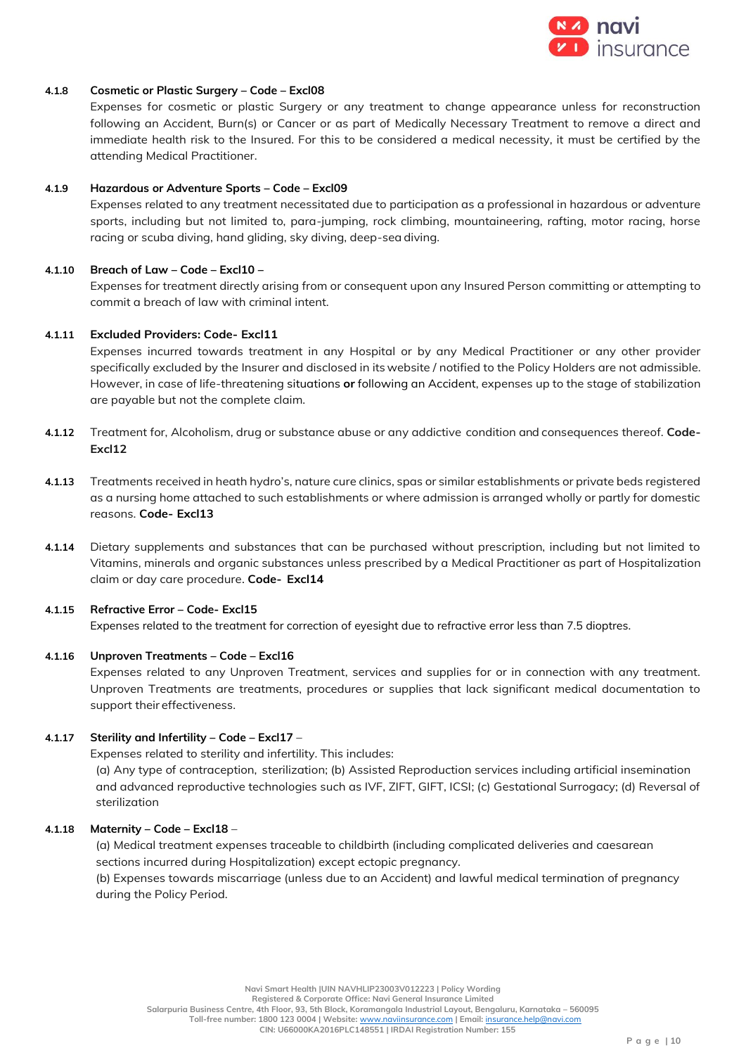**4.1.8 Cosmetic or Plastic Surgery – Code – Excl08**

Expenses for cosmetic or plastic Surgery or any treatment to change appearance unless for reconstruction following an Accident, Burn(s) or Cancer or as part of Medically Necessary Treatment to remove a direct and immediate health risk to the Insured. For this to be considered a medical necessity, it must be certified by the attending Medical Practitioner.

**4.1.9 Hazardous or Adventure Sports – Code – Excl09**

Expenses related to any treatment necessitated due to participation as a professional in hazardous or adventure sports, including but not limited to, para-jumping, rock climbing, mountaineering, rafting, motor racing, horse racing or scuba diving, hand gliding, sky diving, deep-sea diving.

**4.1.10 Breach of Law – Code – Excl10 –**

Expenses for treatment directly arising from or consequent upon any Insured Person committing or attempting to commit a breach of law with criminal intent.

**4.1.11 Excluded Providers: Code- Excl11**

Expenses incurred towards treatment in any Hospital or by any Medical Practitioner or any other provider specifically excluded by the Insurer and disclosed in its website / notified to the Policy Holders are not admissible. However, in case of life-threatening situations **or** following an Accident, expenses up to the stage of stabilization are payable but not the complete claim.

**4.1.12** Treatment for, Alcoholism, drug or substance abuse or any addictive condition and consequences thereof. **Code- Excl12**

**4.1.13** Treatments received in heath hydro's, nature cure clinics, spas or similar establishments or private beds registered as a nursing home attached to such establishments or where admission is arranged wholly or partly for domestic reasons. **Code- Excl13**

**4.1.14** Dietary supplements and substances that can be purchased without prescription, including but not limited to Vitamins, minerals and organic substances unless prescribed by a Medical Practitioner as part of Hospitalization claim or day care procedure. **Code- Excl14**

**4.1.15 Refractive Error – Code- Excl15**

Expenses related to the treatment for correction of eyesight due to refractive error less than 7.5 dioptres.

**4.1.16 Unproven Treatments – Code – Excl16**

Expenses related to any Unproven Treatment, services and supplies for or in connection with any treatment. Unproven Treatments are treatments, procedures or supplies that lack significant medical documentation to support their effectiveness.

**4.1.17 Sterility and Infertility – Code – Excl17 –**

Expenses related to sterility and infertility. This includes:

(a) Any type of contraception, sterilization; (b) Assisted Reproduction services including artificial insemination and advanced reproductive technologies such as IVF, ZIFT, GIFT, ICSI; (c) Gestational Surrogacy; (d) Reversal of sterilization

**4.1.18 Maternity – Code – Excl18 –**

(a) Medical treatment expenses traceable to childbirth (including complicated deliveries and caesarean sections incurred during Hospitalization) except ectopic pregnancy.

(b) Expenses towards miscarriage (unless due to an Accident) and lawful medical termination of pregnancy during the Policy Period.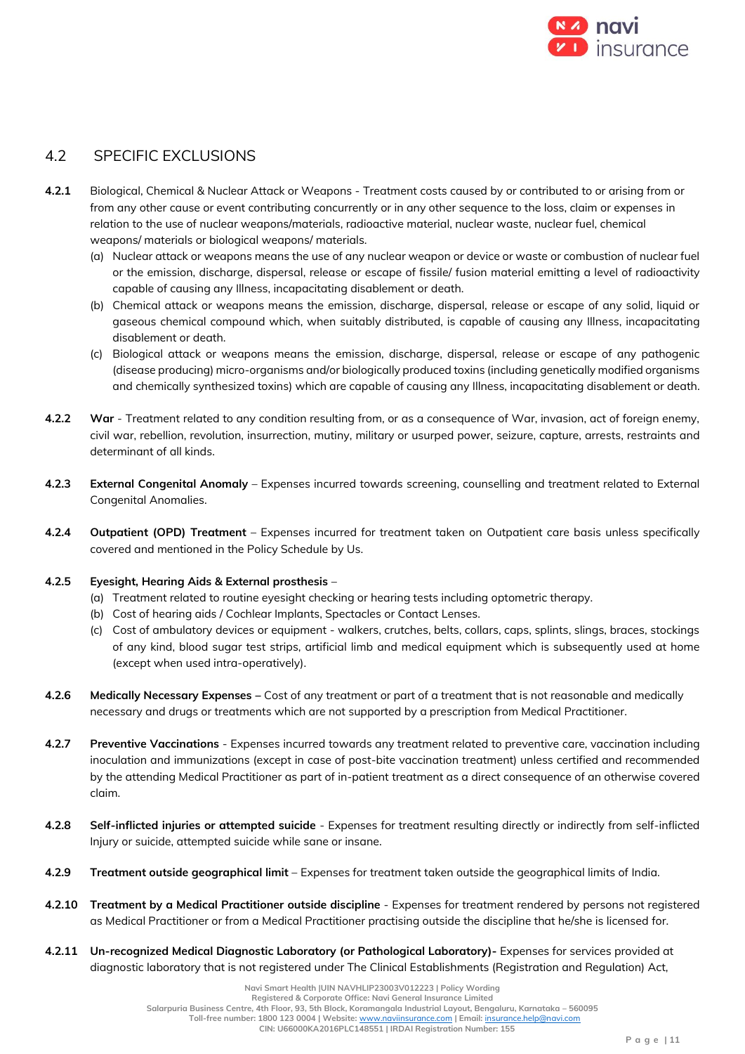## 4.2 SPECIFIC EXCLUSIONS

**4.2.1** Biological, Chemical & Nuclear Attack or Weapons - Treatment costs caused by or contributed to or arising from or from any other cause or event contributing concurrently or in any other sequence to the loss, claim or expenses in relation to the use of nuclear weapons/materials, radioactive material, nuclear waste, nuclear fuel, chemical weapons/ materials or biological weapons/ materials.

(a) Nuclear attack or weapons means the use of any nuclear weapon or device or waste or combustion of nuclear fuel or the emission, discharge, dispersal, release or escape of fissile/ fusion material emitting a level of radioactivity capable of causing any Illness, incapacitating disablement or death.

(b) Chemical attack or weapons means the emission, discharge, dispersal, release or escape of any solid, liquid or gaseous chemical compound which, when suitably distributed, is capable of causing any Illness, incapacitating disablement or death.

(c) Biological attack or weapons means the emission, discharge, dispersal, release or escape of any pathogenic (disease producing) micro-organisms and/or biologically produced toxins (including genetically modified organisms and chemically synthesized toxins) which are capable of causing any Illness, incapacitating disablement or death.

**4.2.2** **War** - Treatment related to any condition resulting from, or as a consequence of War, invasion, act of foreign enemy, civil war, rebellion, revolution, insurrection, mutiny, military or usurped power, seizure, capture, arrests, restraints and determinant of all kinds.

**4.2.3** **External Congenital Anomaly** – Expenses incurred towards screening, counselling and treatment related to External Congenital Anomalies.

**4.2.4** **Outpatient (OPD) Treatment** – Expenses incurred for treatment taken on Outpatient care basis unless specifically covered and mentioned in the Policy Schedule by Us.

**4.2.5** **Eyesight, Hearing Aids & External prosthesis** –

(a) Treatment related to routine eyesight checking or hearing tests including optometric therapy.

(b) Cost of hearing aids / Cochlear Implants, Spectacles or Contact Lenses.

(c) Cost of ambulatory devices or equipment - walkers, crutches, belts, collars, caps, splints, slings, braces, stockings of any kind, blood sugar test strips, artificial limb and medical equipment which is subsequently used at home (except when used intra-operatively).

**4.2.6** **Medically Necessary Expenses** – Cost of any treatment or part of a treatment that is not reasonable and medically necessary and drugs or treatments which are not supported by a prescription from Medical Practitioner.

**4.2.7** **Preventive Vaccinations** - Expenses incurred towards any treatment related to preventive care, vaccination including inoculation and immunizations (except in case of post-bite vaccination treatment) unless certified and recommended by the attending Medical Practitioner as part of in-patient treatment as a direct consequence of an otherwise covered claim.

**4.2.8** **Self-inflicted injuries or attempted suicide** - Expenses for treatment resulting directly or indirectly from self-inflicted Injury or suicide, attempted suicide while sane or insane.

**4.2.9** **Treatment outside geographical limit** – Expenses for treatment taken outside the geographical limits of India.

**4.2.10** **Treatment by a Medical Practitioner outside discipline** - Expenses for treatment rendered by persons not registered as Medical Practitioner or from a Medical Practitioner practising outside the discipline that he/she is licensed for.

**4.2.11** **Un-recognized Medical Diagnostic Laboratory (or Pathological Laboratory)-** Expenses for services provided at diagnostic laboratory that is not registered under The Clinical Establishments (Registration and Regulation) Act,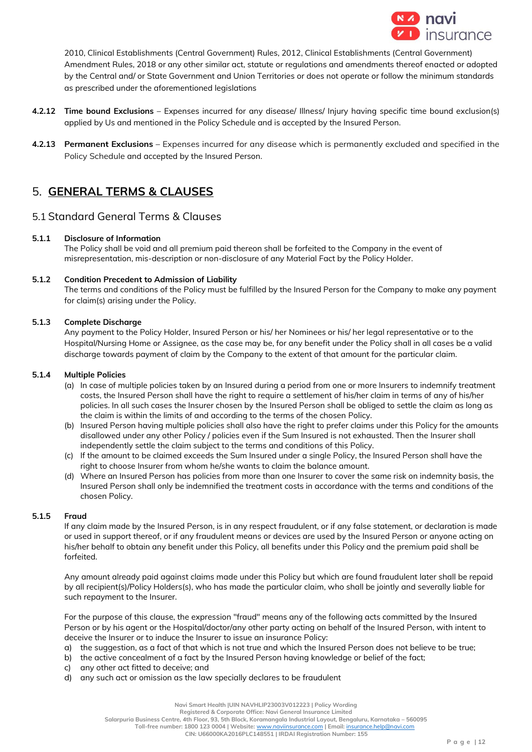2010, Clinical Establishments (Central Government) Rules, 2012, Clinical Establishments (Central Government) Amendment Rules, 2018 or any other similar act, statute or regulations and amendments thereof enacted or adopted by the Central and/ or State Government and Union Territories or does not operate or follow the minimum standards as prescribed under the aforementioned legislations

**4.2.12 Time bound Exclusions** – Expenses incurred for any disease/ Illness/ Injury having specific time bound exclusion(s) applied by Us and mentioned in the Policy Schedule and is accepted by the Insured Person.

**4.2.13 Permanent Exclusions** – Expenses incurred for any disease which is permanently excluded and specified in the Policy Schedule and accepted by the Insured Person.

# 5. GENERAL TERMS & CLAUSES

## 5.1 Standard General Terms & Clauses

### 5.1.1 Disclosure of Information

The Policy shall be void and all premium paid thereon shall be forfeited to the Company in the event of misrepresentation, mis-description or non-disclosure of any Material Fact by the Policy Holder.

### 5.1.2 Condition Precedent to Admission of Liability

The terms and conditions of the Policy must be fulfilled by the Insured Person for the Company to make any payment for claim(s) arising under the Policy.

### 5.1.3 Complete Discharge

Any payment to the Policy Holder, Insured Person or his/ her Nominees or his/ her legal representative or to the Hospital/Nursing Home or Assignee, as the case may be, for any benefit under the Policy shall in all cases be a valid discharge towards payment of claim by the Company to the extent of that amount for the particular claim.

### 5.1.4 Multiple Policies

(a) In case of multiple policies taken by an Insured during a period from one or more Insurers to indemnify treatment costs, the Insured Person shall have the right to require a settlement of his/her claim in terms of any of his/her policies. In all such cases the Insurer chosen by the Insured Person shall be obliged to settle the claim as long as the claim is within the limits of and according to the terms of the chosen Policy.

(b) Insured Person having multiple policies shall also have the right to prefer claims under this Policy for the amounts disallowed under any other Policy / policies even if the Sum Insured is not exhausted. Then the Insurer shall independently settle the claim subject to the terms and conditions of this Policy.

(c) If the amount to be claimed exceeds the Sum Insured under a single Policy, the Insured Person shall have the right to choose Insurer from whom he/she wants to claim the balance amount.

(d) Where an Insured Person has policies from more than one Insurer to cover the same risk on indemnity basis, the Insured Person shall only be indemnified the treatment costs in accordance with the terms and conditions of the chosen Policy.

### 5.1.5 Fraud

If any claim made by the Insured Person, is in any respect fraudulent, or if any false statement, or declaration is made or used in support thereof, or if any fraudulent means or devices are used by the Insured Person or anyone acting on his/her behalf to obtain any benefit under this Policy, all benefits under this Policy and the premium paid shall be forfeited.

Any amount already paid against claims made under this Policy but which are found fraudulent later shall be repaid by all recipient(s)/Policy Holders(s), who has made the particular claim, who shall be jointly and severally liable for such repayment to the Insurer.

For the purpose of this clause, the expression "fraud" means any of the following acts committed by the Insured Person or by his agent or the Hospital/doctor/any other party acting on behalf of the Insured Person, with intent to deceive the Insurer or to induce the Insurer to issue an insurance Policy:

a) the suggestion, as a fact of that which is not true and which the Insured Person does not believe to be true;
b) the active concealment of a fact by the Insured Person having knowledge or belief of the fact;
c) any other act fitted to deceive; and
d) any such act or omission as the law specially declares to be fraudulent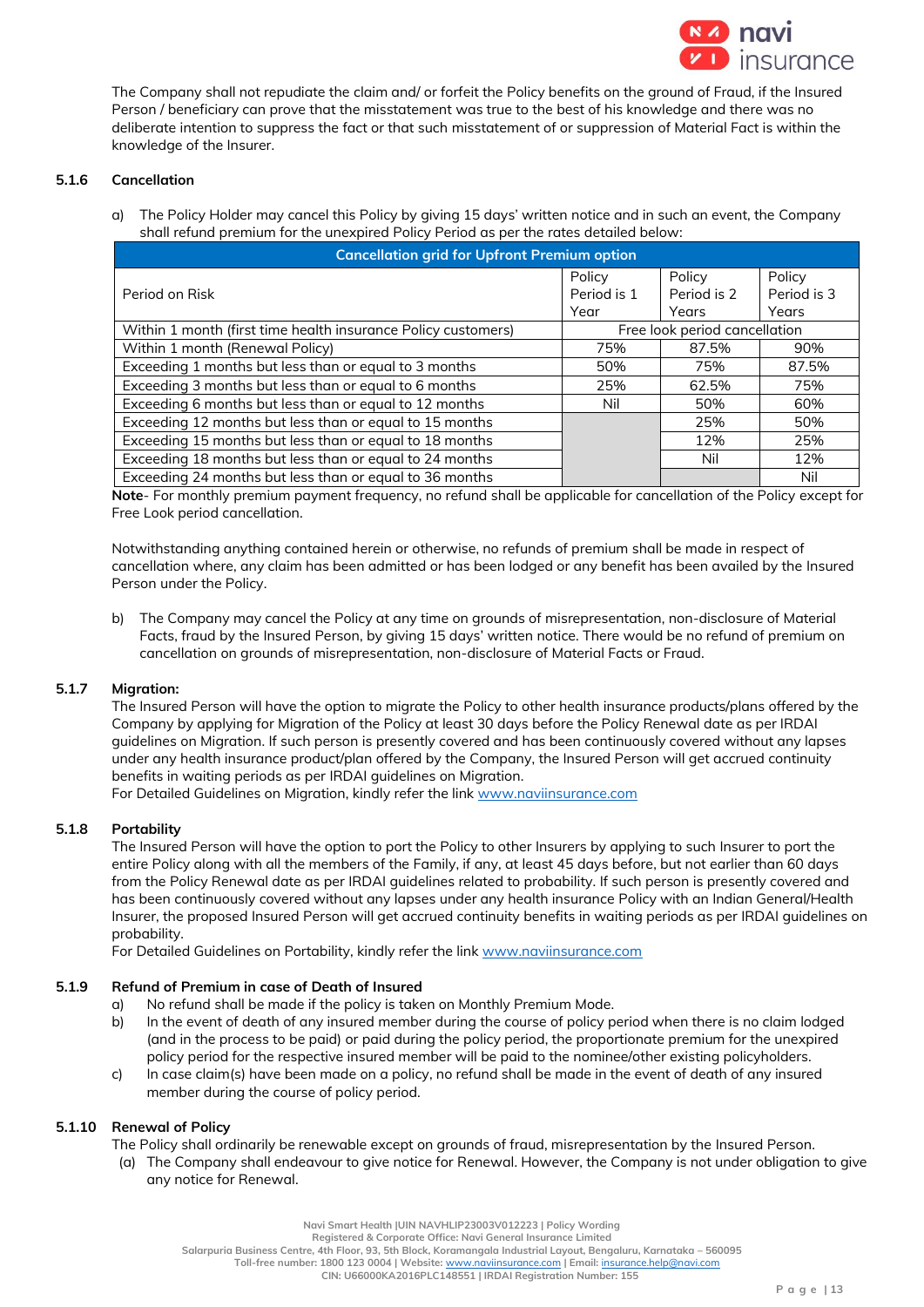The Company shall not repudiate the claim and/ or forfeit the Policy benefits on the ground of Fraud, if the Insured Person / beneficiary can prove that the misstatement was true to the best of his knowledge and there was no deliberate intention to suppress the fact or that such misstatement of or suppression of Material Fact is within the knowledge of the Insurer.

### 5.1.6 Cancellation

a) The Policy Holder may cancel this Policy by giving 15 days' written notice and in such an event, the Company shall refund premium for the unexpired Policy Period as per the rates detailed below:

| Cancellation grid for Upfront Premium option | | | |
|---|---|---|---|
| Period on Risk | Policy Period is 1 Year | Policy Period is 2 Years | Policy Period is 3 Years |
| Within 1 month (first time health insurance Policy customers) | Free look period cancellation | | |
| Within 1 month (Renewal Policy) | 75% | 87.5% | 90% |
| Exceeding 1 months but less than or equal to 3 months | 50% | 75% | 87.5% |
| Exceeding 3 months but less than or equal to 6 months | 25% | 62.5% | 75% |
| Exceeding 6 months but less than or equal to 12 months | Nil | 50% | 60% |
| Exceeding 12 months but less than or equal to 15 months | | 25% | 50% |
| Exceeding 15 months but less than or equal to 18 months | | 12% | 25% |
| Exceeding 18 months but less than or equal to 24 months | | Nil | 12% |
| Exceeding 24 months but less than or equal to 36 months | | | Nil |

**Note**- For monthly premium payment frequency, no refund shall be applicable for cancellation of the Policy except for Free Look period cancellation.

Notwithstanding anything contained herein or otherwise, no refunds of premium shall be made in respect of cancellation where, any claim has been admitted or has been lodged or any benefit has been availed by the Insured Person under the Policy.

b) The Company may cancel the Policy at any time on grounds of misrepresentation, non-disclosure of Material Facts, fraud by the Insured Person, by giving 15 days' written notice. There would be no refund of premium on cancellation on grounds of misrepresentation, non-disclosure of Material Facts or Fraud.

### 5.1.7 Migration:

The Insured Person will have the option to migrate the Policy to other health insurance products/plans offered by the Company by applying for Migration of the Policy at least 30 days before the Policy Renewal date as per IRDAI guidelines on Migration. If such person is presently covered and has been continuously covered without any lapses under any health insurance product/plan offered by the Company, the Insured Person will get accrued continuity benefits in waiting periods as per IRDAI guidelines on Migration.
For Detailed Guidelines on Migration, kindly refer the link www.naviinsurance.com

### 5.1.8 Portability

The Insured Person will have the option to port the Policy to other Insurers by applying to such Insurer to port the entire Policy along with all the members of the Family, if any, at least 45 days before, but not earlier than 60 days from the Policy Renewal date as per IRDAI guidelines related to probability. If such person is presently covered and has been continuously covered without any lapses under any health insurance Policy with an Indian General/Health Insurer, the proposed Insured Person will get accrued continuity benefits in waiting periods as per IRDAI guidelines on probability.
For Detailed Guidelines on Portability, kindly refer the link www.naviinsurance.com

### 5.1.9 Refund of Premium in case of Death of Insured

a) No refund shall be made if the policy is taken on Monthly Premium Mode.
b) In the event of death of any insured member during the course of policy period when there is no claim lodged (and in the process to be paid) or paid during the policy period, the proportionate premium for the unexpired policy period for the respective insured member will be paid to the nominee/other existing policyholders.
c) In case claim(s) have been made on a policy, no refund shall be made in the event of death of any insured member during the course of policy period.

### 5.1.10 Renewal of Policy

The Policy shall ordinarily be renewable except on grounds of fraud, misrepresentation by the Insured Person.

(a) The Company shall endeavour to give notice for Renewal. However, the Company is not under obligation to give any notice for Renewal.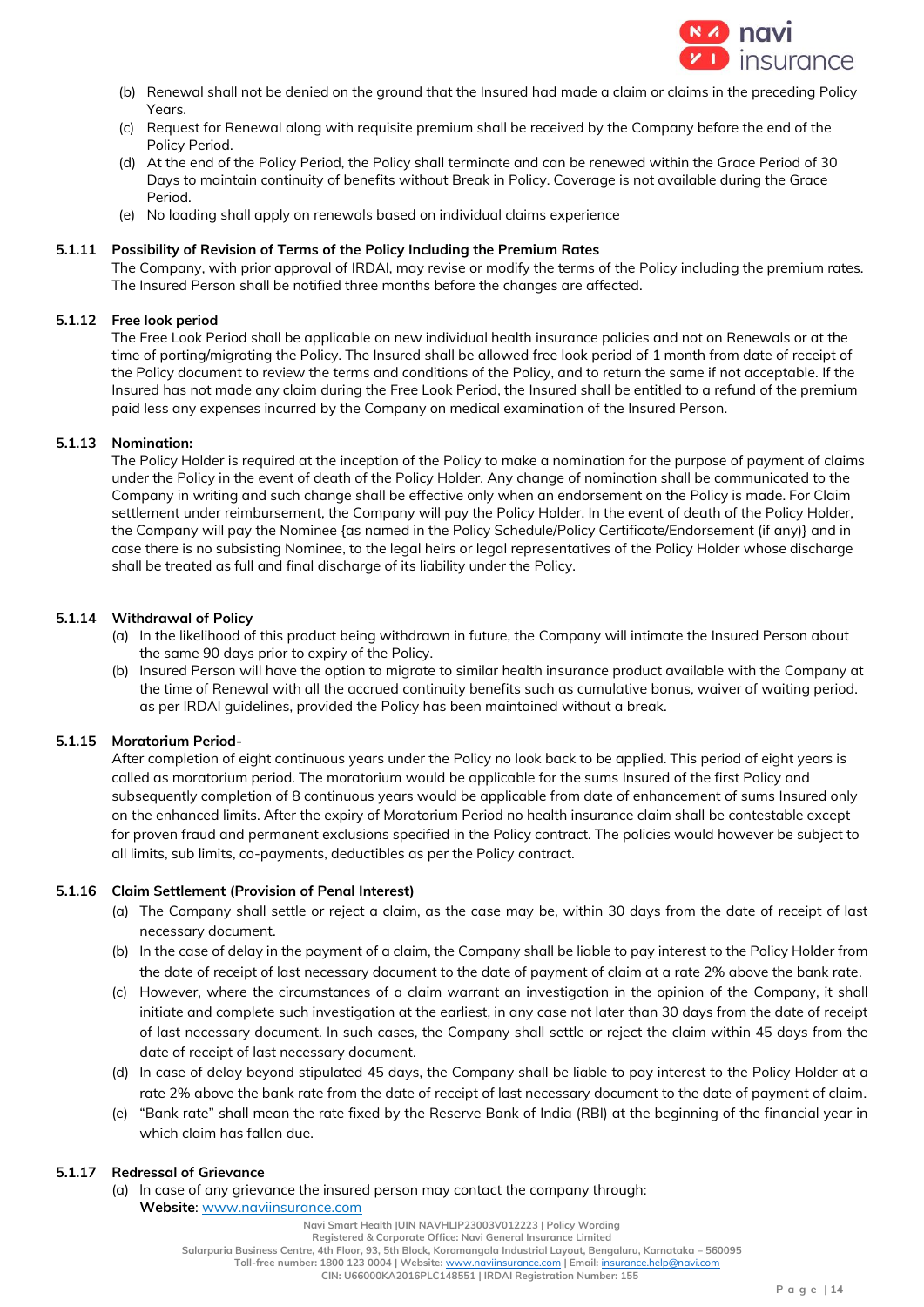(b) Renewal shall not be denied on the ground that the Insured had made a claim or claims in the preceding Policy Years.

(c) Request for Renewal along with requisite premium shall be received by the Company before the end of the Policy Period.

(d) At the end of the Policy Period, the Policy shall terminate and can be renewed within the Grace Period of 30 Days to maintain continuity of benefits without Break in Policy. Coverage is not available during the Grace Period.

(e) No loading shall apply on renewals based on individual claims experience

**5.1.11 Possibility of Revision of Terms of the Policy Including the Premium Rates**

The Company, with prior approval of IRDAI, may revise or modify the terms of the Policy including the premium rates. The Insured Person shall be notified three months before the changes are affected.

**5.1.12 Free look period**

The Free Look Period shall be applicable on new individual health insurance policies and not on Renewals or at the time of porting/migrating the Policy. The Insured shall be allowed free look period of 1 month from date of receipt of the Policy document to review the terms and conditions of the Policy, and to return the same if not acceptable. If the Insured has not made any claim during the Free Look Period, the Insured shall be entitled to a refund of the premium paid less any expenses incurred by the Company on medical examination of the Insured Person.

**5.1.13 Nomination:**

The Policy Holder is required at the inception of the Policy to make a nomination for the purpose of payment of claims under the Policy in the event of death of the Policy Holder. Any change of nomination shall be communicated to the Company in writing and such change shall be effective only when an endorsement on the Policy is made. For Claim settlement under reimbursement, the Company will pay the Policy Holder. In the event of death of the Policy Holder, the Company will pay the Nominee {as named in the Policy Schedule/Policy Certificate/Endorsement (if any)} and in case there is no subsisting Nominee, to the legal heirs or legal representatives of the Policy Holder whose discharge shall be treated as full and final discharge of its liability under the Policy.

**5.1.14 Withdrawal of Policy**

(a) In the likelihood of this product being withdrawn in future, the Company will intimate the Insured Person about the same 90 days prior to expiry of the Policy.

(b) Insured Person will have the option to migrate to similar health insurance product available with the Company at the time of Renewal with all the accrued continuity benefits such as cumulative bonus, waiver of waiting period. as per IRDAI guidelines, provided the Policy has been maintained without a break.

**5.1.15 Moratorium Period-**

After completion of eight continuous years under the Policy no look back to be applied. This period of eight years is called as moratorium period. The moratorium would be applicable for the sums Insured of the first Policy and subsequently completion of 8 continuous years would be applicable from date of enhancement of sums Insured only on the enhanced limits. After the expiry of Moratorium Period no health insurance claim shall be contestable except for proven fraud and permanent exclusions specified in the Policy contract. The policies would however be subject to all limits, sub limits, co-payments, deductibles as per the Policy contract.

**5.1.16 Claim Settlement (Provision of Penal Interest)**

(a) The Company shall settle or reject a claim, as the case may be, within 30 days from the date of receipt of last necessary document.

(b) In the case of delay in the payment of a claim, the Company shall be liable to pay interest to the Policy Holder from the date of receipt of last necessary document to the date of payment of claim at a rate 2% above the bank rate.

(c) However, where the circumstances of a claim warrant an investigation in the opinion of the Company, it shall initiate and complete such investigation at the earliest, in any case not later than 30 days from the date of receipt of last necessary document. In such cases, the Company shall settle or reject the claim within 45 days from the date of receipt of last necessary document.

(d) In case of delay beyond stipulated 45 days, the Company shall be liable to pay interest to the Policy Holder at a rate 2% above the bank rate from the date of receipt of last necessary document to the date of payment of claim.

(e) "Bank rate" shall mean the rate fixed by the Reserve Bank of India (RBI) at the beginning of the financial year in which claim has fallen due.

**5.1.17 Redressal of Grievance**

(a) In case of any grievance the insured person may contact the company through:
**Website**: www.naviinsurance.com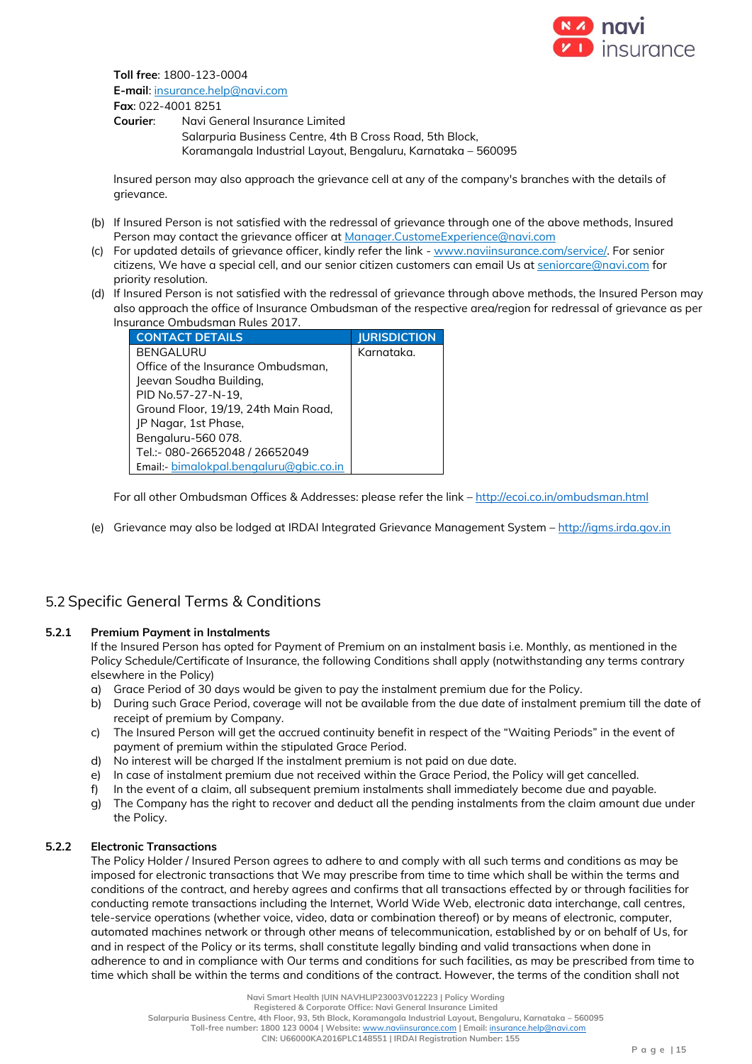**Toll free**: 1800-123-0004
**E-mail**: insurance.help@navi.com
**Fax**: 022-4001 8251
**Courier**: Navi General Insurance Limited
Salarpuria Business Centre, 4th B Cross Road, 5th Block,
Koramangala Industrial Layout, Bengaluru, Karnataka – 560095

Insured person may also approach the grievance cell at any of the company's branches with the details of grievance.

(b) If Insured Person is not satisfied with the redressal of grievance through one of the above methods, Insured Person may contact the grievance officer at Manager.CustomeExperience@navi.com

(c) For updated details of grievance officer, kindly refer the link - www.naviinsurance.com/service/. For senior citizens, We have a special cell, and our senior citizen customers can email Us at seniorcare@navi.com for priority resolution.

(d) If Insured Person is not satisfied with the redressal of grievance through above methods, the Insured Person may also approach the office of Insurance Ombudsman of the respective area/region for redressal of grievance as per Insurance Ombudsman Rules 2017.

| CONTACT DETAILS | JURISDICTION |
|---|---|
| BENGALURU<br>Office of the Insurance Ombudsman,<br>Jeevan Soudha Building,<br>PID No.57-27-N-19,<br>Ground Floor, 19/19, 24th Main Road,<br>JP Nagar, 1st Phase,<br>Bengaluru-560 078.<br>Tel.:- 080-26652048 / 26652049<br>Email:- bimalokpal.bengaluru@gbic.co.in | Karnataka. |

For all other Ombudsman Offices & Addresses: please refer the link – http://ecoi.co.in/ombudsman.html

(e) Grievance may also be lodged at IRDAI Integrated Grievance Management System – http://igms.irda.gov.in

## 5.2 Specific General Terms & Conditions

### 5.2.1 Premium Payment in Instalments

If the Insured Person has opted for Payment of Premium on an instalment basis i.e. Monthly, as mentioned in the Policy Schedule/Certificate of Insurance, the following Conditions shall apply (notwithstanding any terms contrary elsewhere in the Policy)

a) Grace Period of 30 days would be given to pay the instalment premium due for the Policy.
b) During such Grace Period, coverage will not be available from the due date of instalment premium till the date of receipt of premium by Company.
c) The Insured Person will get the accrued continuity benefit in respect of the "Waiting Periods" in the event of payment of premium within the stipulated Grace Period.
d) No interest will be charged If the instalment premium is not paid on due date.
e) In case of instalment premium due not received within the Grace Period, the Policy will get cancelled.
f) In the event of a claim, all subsequent premium instalments shall immediately become due and payable.
g) The Company has the right to recover and deduct all the pending instalments from the claim amount due under the Policy.

### 5.2.2 Electronic Transactions

The Policy Holder / Insured Person agrees to adhere to and comply with all such terms and conditions as may be imposed for electronic transactions that We may prescribe from time to time which shall be within the terms and conditions of the contract, and hereby agrees and confirms that all transactions effected by or through facilities for conducting remote transactions including the Internet, World Wide Web, electronic data interchange, call centres, tele-service operations (whether voice, video, data or combination thereof) or by means of electronic, computer, automated machines network or through other means of telecommunication, established by or on behalf of Us, for and in respect of the Policy or its terms, shall constitute legally binding and valid transactions when done in adherence to and in compliance with Our terms and conditions for such facilities, as may be prescribed from time to time which shall be within the terms and conditions of the contract. However, the terms of the condition shall not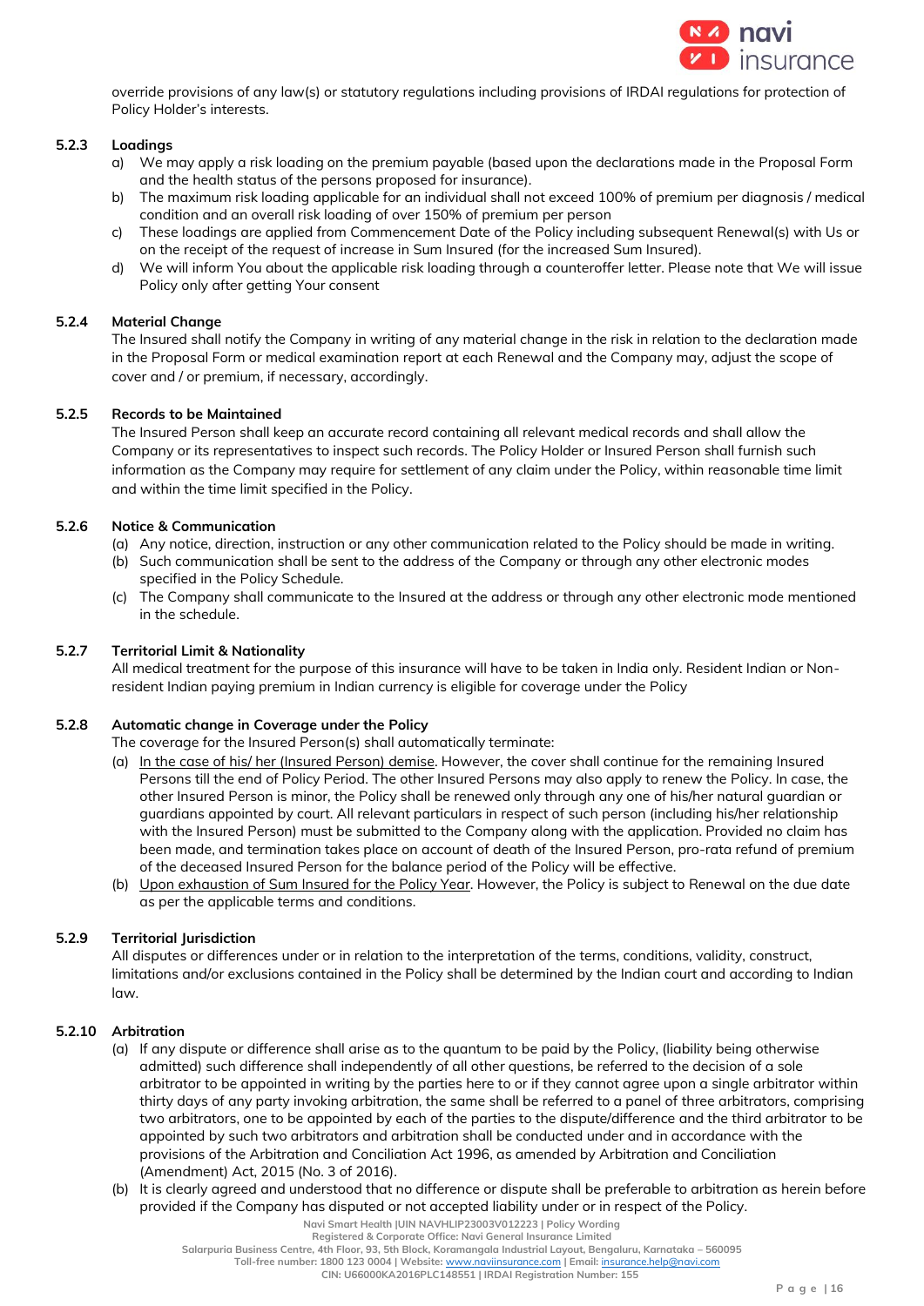override provisions of any law(s) or statutory regulations including provisions of IRDAI regulations for protection of Policy Holder's interests.

### 5.2.3 Loadings

a) We may apply a risk loading on the premium payable (based upon the declarations made in the Proposal Form and the health status of the persons proposed for insurance).

b) The maximum risk loading applicable for an individual shall not exceed 100% of premium per diagnosis / medical condition and an overall risk loading of over 150% of premium per person

c) These loadings are applied from Commencement Date of the Policy including subsequent Renewal(s) with Us or on the receipt of the request of increase in Sum Insured (for the increased Sum Insured).

d) We will inform You about the applicable risk loading through a counteroffer letter. Please note that We will issue Policy only after getting Your consent

### 5.2.4 Material Change

The Insured shall notify the Company in writing of any material change in the risk in relation to the declaration made in the Proposal Form or medical examination report at each Renewal and the Company may, adjust the scope of cover and / or premium, if necessary, accordingly.

### 5.2.5 Records to be Maintained

The Insured Person shall keep an accurate record containing all relevant medical records and shall allow the Company or its representatives to inspect such records. The Policy Holder or Insured Person shall furnish such information as the Company may require for settlement of any claim under the Policy, within reasonable time limit and within the time limit specified in the Policy.

### 5.2.6 Notice & Communication

(a) Any notice, direction, instruction or any other communication related to the Policy should be made in writing.

(b) Such communication shall be sent to the address of the Company or through any other electronic modes specified in the Policy Schedule.

(c) The Company shall communicate to the Insured at the address or through any other electronic mode mentioned in the schedule.

### 5.2.7 Territorial Limit & Nationality

All medical treatment for the purpose of this insurance will have to be taken in India only. Resident Indian or Non-resident Indian paying premium in Indian currency is eligible for coverage under the Policy

### 5.2.8 Automatic change in Coverage under the Policy

The coverage for the Insured Person(s) shall automatically terminate:

(a) <u>In the case of his/ her (Insured Person) demise</u>. However, the cover shall continue for the remaining Insured Persons till the end of Policy Period. The other Insured Persons may also apply to renew the Policy. In case, the other Insured Person is minor, the Policy shall be renewed only through any one of his/her natural guardian or guardians appointed by court. All relevant particulars in respect of such person (including his/her relationship with the Insured Person) must be submitted to the Company along with the application. Provided no claim has been made, and termination takes place on account of death of the Insured Person, pro-rata refund of premium of the deceased Insured Person for the balance period of the Policy will be effective.

(b) <u>Upon exhaustion of Sum Insured for the Policy Year</u>. However, the Policy is subject to Renewal on the due date as per the applicable terms and conditions.

### 5.2.9 Territorial Jurisdiction

All disputes or differences under or in relation to the interpretation of the terms, conditions, validity, construct, limitations and/or exclusions contained in the Policy shall be determined by the Indian court and according to Indian law.

### 5.2.10 Arbitration

(a) If any dispute or difference shall arise as to the quantum to be paid by the Policy, (liability being otherwise admitted) such difference shall independently of all other questions, be referred to the decision of a sole arbitrator to be appointed in writing by the parties here to or if they cannot agree upon a single arbitrator within thirty days of any party invoking arbitration, the same shall be referred to a panel of three arbitrators, comprising two arbitrators, one to be appointed by each of the parties to the dispute/difference and the third arbitrator to be appointed by such two arbitrators and arbitration shall be conducted under and in accordance with the provisions of the Arbitration and Conciliation Act 1996, as amended by Arbitration and Conciliation (Amendment) Act, 2015 (No. 3 of 2016).

(b) It is clearly agreed and understood that no difference or dispute shall be preferable to arbitration as herein before provided if the Company has disputed or not accepted liability under or in respect of the Policy.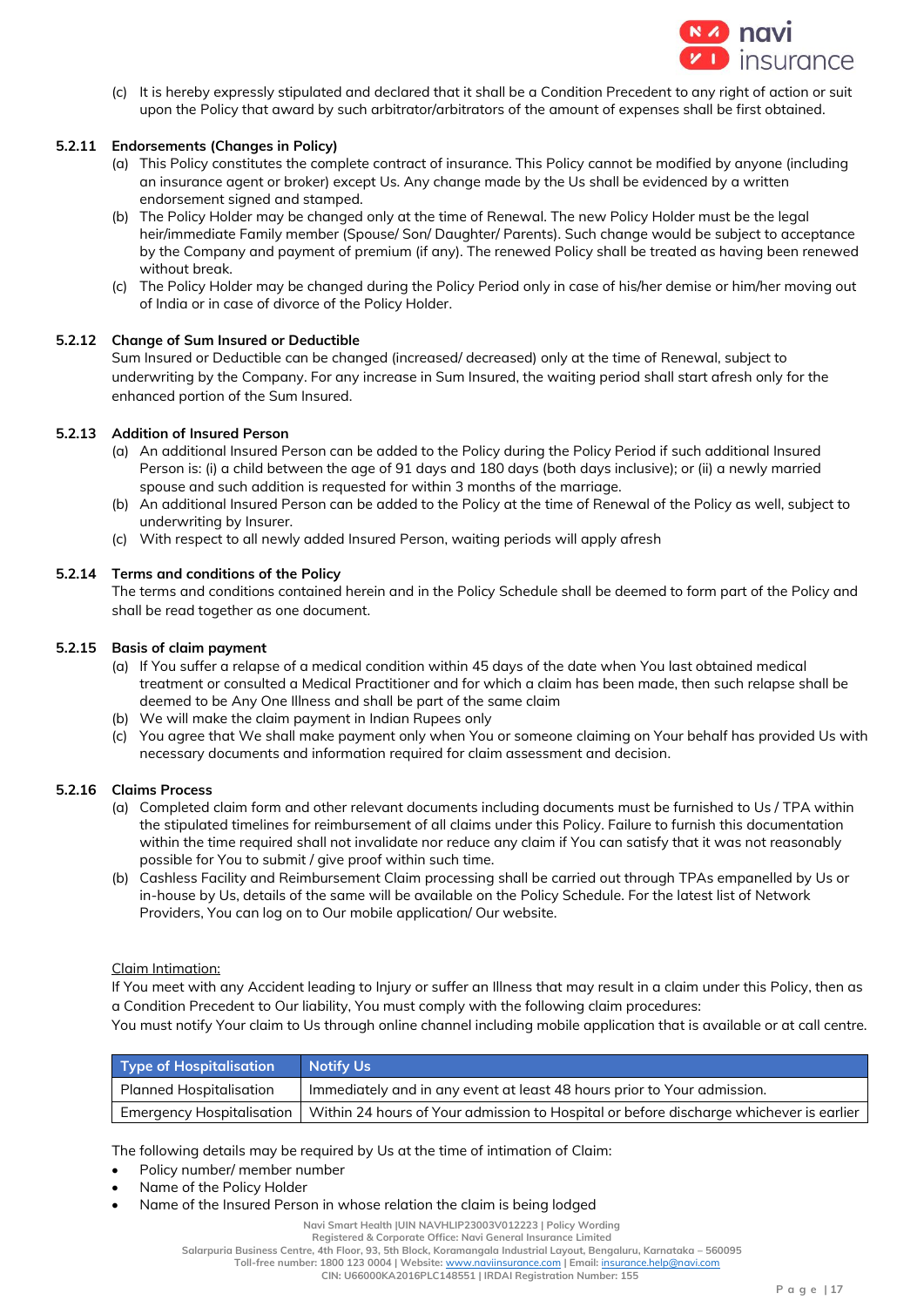(c) It is hereby expressly stipulated and declared that it shall be a Condition Precedent to any right of action or suit upon the Policy that award by such arbitrator/arbitrators of the amount of expenses shall be first obtained.

### 5.2.11 Endorsements (Changes in Policy)

(a) This Policy constitutes the complete contract of insurance. This Policy cannot be modified by anyone (including an insurance agent or broker) except Us. Any change made by the Us shall be evidenced by a written endorsement signed and stamped.

(b) The Policy Holder may be changed only at the time of Renewal. The new Policy Holder must be the legal heir/immediate Family member (Spouse/ Son/ Daughter/ Parents). Such change would be subject to acceptance by the Company and payment of premium (if any). The renewed Policy shall be treated as having been renewed without break.

(c) The Policy Holder may be changed during the Policy Period only in case of his/her demise or him/her moving out of India or in case of divorce of the Policy Holder.

### 5.2.12 Change of Sum Insured or Deductible

Sum Insured or Deductible can be changed (increased/ decreased) only at the time of Renewal, subject to underwriting by the Company. For any increase in Sum Insured, the waiting period shall start afresh only for the enhanced portion of the Sum Insured.

### 5.2.13 Addition of Insured Person

(a) An additional Insured Person can be added to the Policy during the Policy Period if such additional Insured Person is: (i) a child between the age of 91 days and 180 days (both days inclusive); or (ii) a newly married spouse and such addition is requested for within 3 months of the marriage.

(b) An additional Insured Person can be added to the Policy at the time of Renewal of the Policy as well, subject to underwriting by Insurer.

(c) With respect to all newly added Insured Person, waiting periods will apply afresh

### 5.2.14 Terms and conditions of the Policy

The terms and conditions contained herein and in the Policy Schedule shall be deemed to form part of the Policy and shall be read together as one document.

### 5.2.15 Basis of claim payment

(a) If You suffer a relapse of a medical condition within 45 days of the date when You last obtained medical treatment or consulted a Medical Practitioner and for which a claim has been made, then such relapse shall be deemed to be Any One Illness and shall be part of the same claim

(b) We will make the claim payment in Indian Rupees only

(c) You agree that We shall make payment only when You or someone claiming on Your behalf has provided Us with necessary documents and information required for claim assessment and decision.

### 5.2.16 Claims Process

(a) Completed claim form and other relevant documents including documents must be furnished to Us / TPA within the stipulated timelines for reimbursement of all claims under this Policy. Failure to furnish this documentation within the time required shall not invalidate nor reduce any claim if You can satisfy that it was not reasonably possible for You to submit / give proof within such time.

(b) Cashless Facility and Reimbursement Claim processing shall be carried out through TPAs empanelled by Us or in-house by Us, details of the same will be available on the Policy Schedule. For the latest list of Network Providers, You can log on to Our mobile application/ Our website.

Claim Intimation:

If You meet with any Accident leading to Injury or suffer an Illness that may result in a claim under this Policy, then as a Condition Precedent to Our liability, You must comply with the following claim procedures:

You must notify Your claim to Us through online channel including mobile application that is available or at call centre.

| Type of Hospitalisation | Notify Us |
|---|---|
| Planned Hospitalisation | Immediately and in any event at least 48 hours prior to Your admission. |
| Emergency Hospitalisation | Within 24 hours of Your admission to Hospital or before discharge whichever is earlier |

The following details may be required by Us at the time of intimation of Claim:

- Policy number/ member number
- Name of the Policy Holder
- Name of the Insured Person in whose relation the claim is being lodged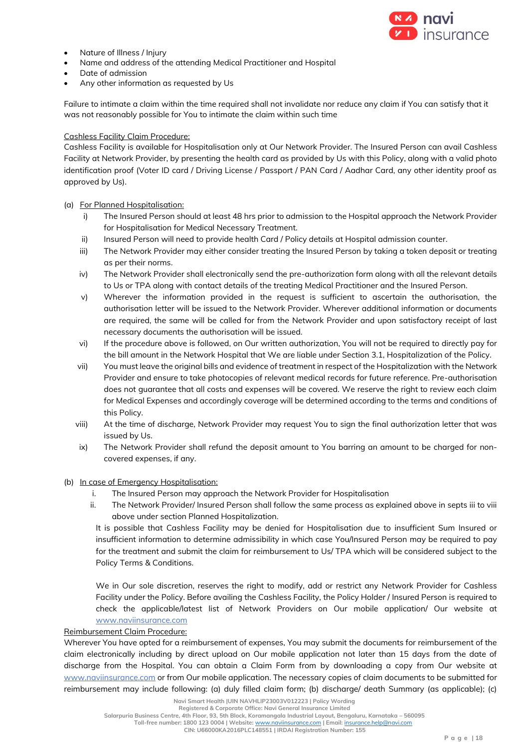- Nature of Illness / Injury
- Name and address of the attending Medical Practitioner and Hospital
- Date of admission
- Any other information as requested by Us

Failure to intimate a claim within the time required shall not invalidate nor reduce any claim if You can satisfy that it was not reasonably possible for You to intimate the claim within such time

Cashless Facility Claim Procedure:

Cashless Facility is available for Hospitalisation only at Our Network Provider. The Insured Person can avail Cashless Facility at Network Provider, by presenting the health card as provided by Us with this Policy, along with a valid photo identification proof (Voter ID card / Driving License / Passport / PAN Card / Aadhar Card, any other identity proof as approved by Us).

(a) For Planned Hospitalisation:

i) The Insured Person should at least 48 hrs prior to admission to the Hospital approach the Network Provider for Hospitalisation for Medical Necessary Treatment.

ii) Insured Person will need to provide health Card / Policy details at Hospital admission counter.

iii) The Network Provider may either consider treating the Insured Person by taking a token deposit or treating as per their norms.

iv) The Network Provider shall electronically send the pre-authorization form along with all the relevant details to Us or TPA along with contact details of the treating Medical Practitioner and the Insured Person.

v) Wherever the information provided in the request is sufficient to ascertain the authorisation, the authorisation letter will be issued to the Network Provider. Wherever additional information or documents are required, the same will be called for from the Network Provider and upon satisfactory receipt of last necessary documents the authorisation will be issued.

vi) If the procedure above is followed, on Our written authorization, You will not be required to directly pay for the bill amount in the Network Hospital that We are liable under Section 3.1, Hospitalization of the Policy.

vii) You must leave the original bills and evidence of treatment in respect of the Hospitalization with the Network Provider and ensure to take photocopies of relevant medical records for future reference. Pre-authorisation does not guarantee that all costs and expenses will be covered. We reserve the right to review each claim for Medical Expenses and accordingly coverage will be determined according to the terms and conditions of this Policy.

viii) At the time of discharge, Network Provider may request You to sign the final authorization letter that was issued by Us.

ix) The Network Provider shall refund the deposit amount to You barring an amount to be charged for non-covered expenses, if any.

(b) In case of Emergency Hospitalisation:

i. The Insured Person may approach the Network Provider for Hospitalisation

ii. The Network Provider/ Insured Person shall follow the same process as explained above in septs iii to viii above under section Planned Hospitalization.

It is possible that Cashless Facility may be denied for Hospitalisation due to insufficient Sum Insured or insufficient information to determine admissibility in which case You/Insured Person may be required to pay for the treatment and submit the claim for reimbursement to Us/ TPA which will be considered subject to the Policy Terms & Conditions.

We in Our sole discretion, reserves the right to modify, add or restrict any Network Provider for Cashless Facility under the Policy. Before availing the Cashless Facility, the Policy Holder / Insured Person is required to check the applicable/latest list of Network Providers on Our mobile application/ Our website at www.naviinsurance.com

Reimbursement Claim Procedure:

Wherever You have opted for a reimbursement of expenses, You may submit the documents for reimbursement of the claim electronically including by direct upload on Our mobile application not later than 15 days from the date of discharge from the Hospital. You can obtain a Claim Form from by downloading a copy from Our website at www.naviinsurance.com or from Our mobile application. The necessary copies of claim documents to be submitted for reimbursement may include following: (a) duly filled claim form; (b) discharge/ death Summary (as applicable); (c)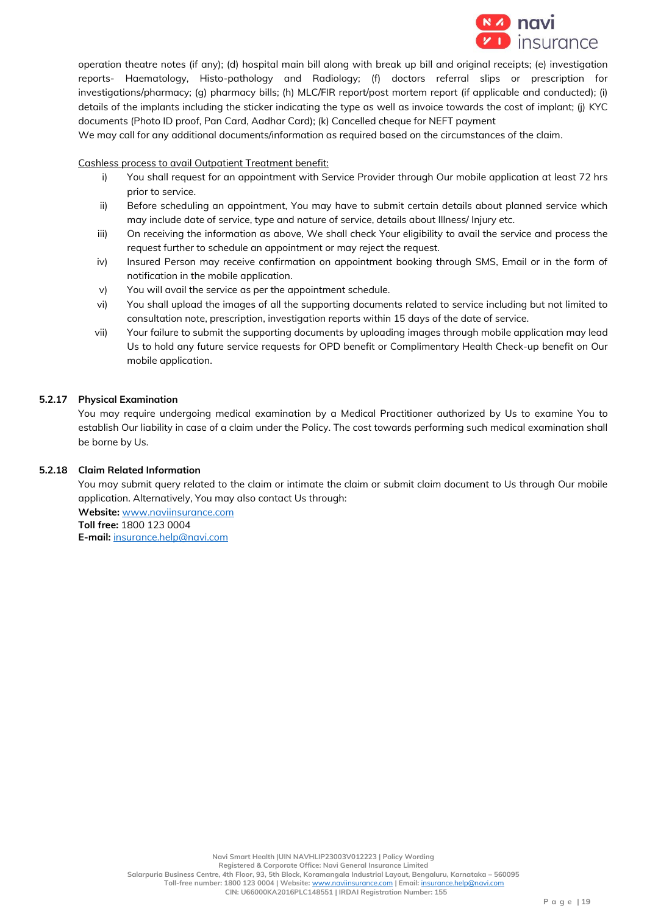operation theatre notes (if any); (d) hospital main bill along with break up bill and original receipts; (e) investigation reports- Haematology, Histo-pathology and Radiology; (f) doctors referral slips or prescription for investigations/pharmacy; (g) pharmacy bills; (h) MLC/FIR report/post mortem report (if applicable and conducted); (i) details of the implants including the sticker indicating the type as well as invoice towards the cost of implant; (j) KYC documents (Photo ID proof, Pan Card, Aadhar Card); (k) Cancelled cheque for NEFT payment

We may call for any additional documents/information as required based on the circumstances of the claim.

<u>Cashless process to avail Outpatient Treatment benefit:</u>

i) You shall request for an appointment with Service Provider through Our mobile application at least 72 hrs prior to service.
ii) Before scheduling an appointment, You may have to submit certain details about planned service which may include date of service, type and nature of service, details about Illness/ Injury etc.
iii) On receiving the information as above, We shall check Your eligibility to avail the service and process the request further to schedule an appointment or may reject the request.
iv) Insured Person may receive confirmation on appointment booking through SMS, Email or in the form of notification in the mobile application.
v) You will avail the service as per the appointment schedule.
vi) You shall upload the images of all the supporting documents related to service including but not limited to consultation note, prescription, investigation reports within 15 days of the date of service.
vii) Your failure to submit the supporting documents by uploading images through mobile application may lead Us to hold any future service requests for OPD benefit or Complimentary Health Check-up benefit on Our mobile application.

### 5.2.17 Physical Examination

You may require undergoing medical examination by a Medical Practitioner authorized by Us to examine You to establish Our liability in case of a claim under the Policy. The cost towards performing such medical examination shall be borne by Us.

### 5.2.18 Claim Related Information

You may submit query related to the claim or intimate the claim or submit claim document to Us through Our mobile application. Alternatively, You may also contact Us through:

**Website:** www.naviinsurance.com
**Toll free:** 1800 123 0004
**E-mail:** insurance.help@navi.com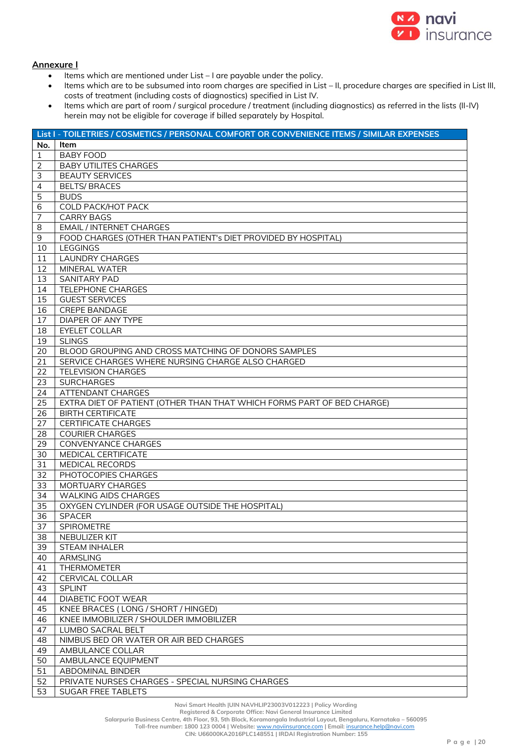## Annexure I

- Items which are mentioned under List – I are payable under the policy.
- Items which are to be subsumed into room charges are specified in List – II, procedure charges are specified in List III, costs of treatment (including costs of diagnostics) specified in List IV.
- Items which are part of room / surgical procedure / treatment (including diagnostics) as referred in the lists (II-IV) herein may not be eligible for coverage if billed separately by Hospital.

| List I - TOILETRIES / COSMETICS / PERSONAL COMFORT OR CONVENIENCE ITEMS / SIMILAR EXPENSES | |
|---|---|
| **No.** | **Item** |
| 1 | BABY FOOD |
| 2 | BABY UTILITES CHARGES |
| 3 | BEAUTY SERVICES |
| 4 | BELTS/ BRACES |
| 5 | BUDS |
| 6 | COLD PACK/HOT PACK |
| 7 | CARRY BAGS |
| 8 | EMAIL / INTERNET CHARGES |
| 9 | FOOD CHARGES (OTHER THAN PATIENT's DIET PROVIDED BY HOSPITAL) |
| 10 | LEGGINGS |
| 11 | LAUNDRY CHARGES |
| 12 | MINERAL WATER |
| 13 | SANITARY PAD |
| 14 | TELEPHONE CHARGES |
| 15 | GUEST SERVICES |
| 16 | CREPE BANDAGE |
| 17 | DIAPER OF ANY TYPE |
| 18 | EYELET COLLAR |
| 19 | SLINGS |
| 20 | BLOOD GROUPING AND CROSS MATCHING OF DONORS SAMPLES |
| 21 | SERVICE CHARGES WHERE NURSING CHARGE ALSO CHARGED |
| 22 | TELEVISION CHARGES |
| 23 | SURCHARGES |
| 24 | ATTENDANT CHARGES |
| 25 | EXTRA DIET OF PATIENT (OTHER THAN THAT WHICH FORMS PART OF BED CHARGE) |
| 26 | BIRTH CERTIFICATE |
| 27 | CERTIFICATE CHARGES |
| 28 | COURIER CHARGES |
| 29 | CONVENYANCE CHARGES |
| 30 | MEDICAL CERTIFICATE |
| 31 | MEDICAL RECORDS |
| 32 | PHOTOCOPIES CHARGES |
| 33 | MORTUARY CHARGES |
| 34 | WALKING AIDS CHARGES |
| 35 | OXYGEN CYLINDER (FOR USAGE OUTSIDE THE HOSPITAL) |
| 36 | SPACER |
| 37 | SPIROMETRE |
| 38 | NEBULIZER KIT |
| 39 | STEAM INHALER |
| 40 | ARMSLING |
| 41 | THERMOMETER |
| 42 | CERVICAL COLLAR |
| 43 | SPLINT |
| 44 | DIABETIC FOOT WEAR |
| 45 | KNEE BRACES ( LONG / SHORT / HINGED) |
| 46 | KNEE IMMOBILIZER / SHOULDER IMMOBILIZER |
| 47 | LUMBO SACRAL BELT |
| 48 | NIMBUS BED OR WATER OR AIR BED CHARGES |
| 49 | AMBULANCE COLLAR |
| 50 | AMBULANCE EQUIPMENT |
| 51 | ABDOMINAL BINDER |
| 52 | PRIVATE NURSES CHARGES - SPECIAL NURSING CHARGES |
| 53 | SUGAR FREE TABLETS |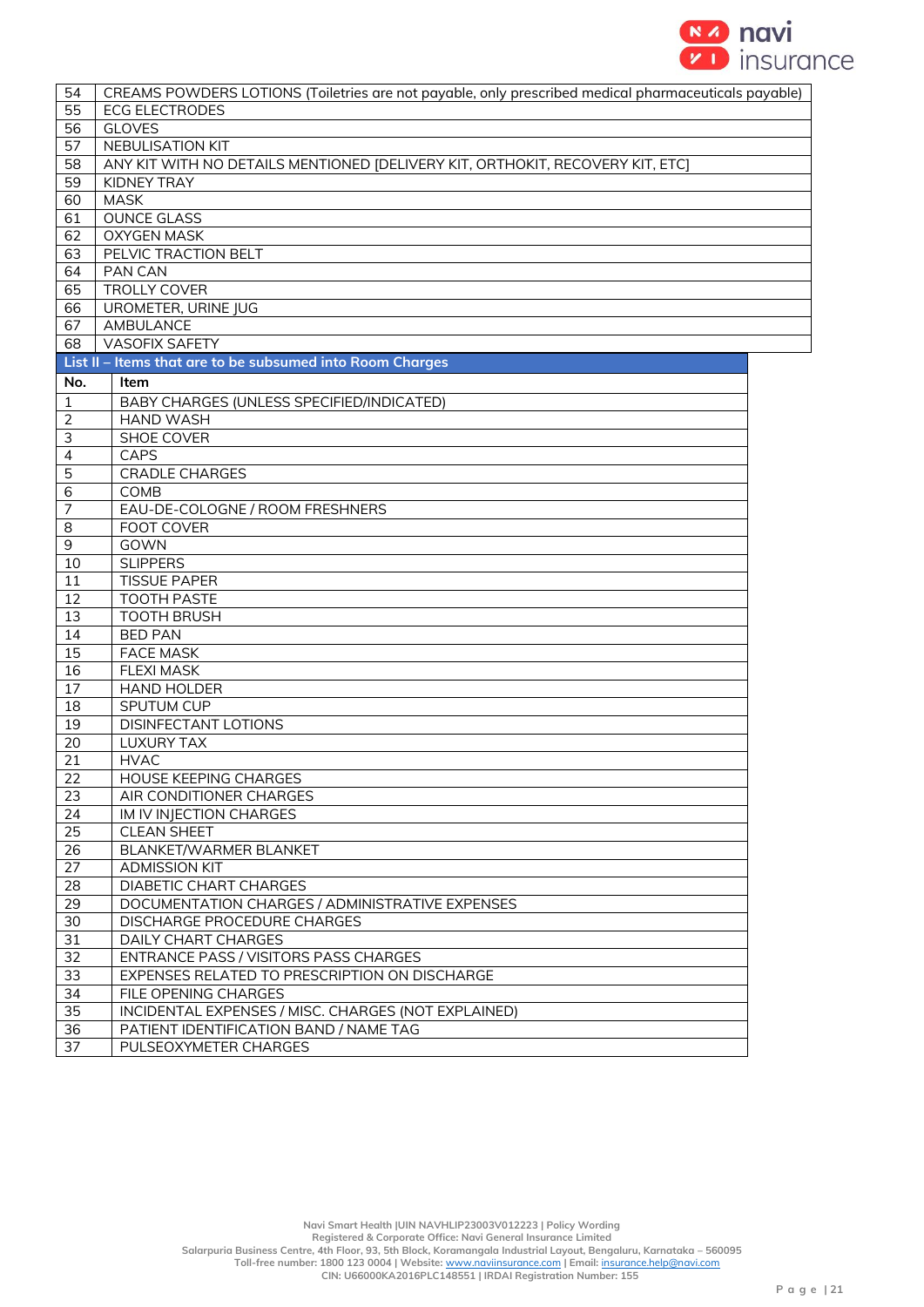| 54 | CREAMS POWDERS LOTIONS (Toiletries are not payable, only prescribed medical pharmaceuticals payable) |
|---|---|
| 55 | ECG ELECTRODES |
| 56 | GLOVES |
| 57 | NEBULISATION KIT |
| 58 | ANY KIT WITH NO DETAILS MENTIONED [DELIVERY KIT, ORTHOKIT, RECOVERY KIT, ETC] |
| 59 | KIDNEY TRAY |
| 60 | MASK |
| 61 | OUNCE GLASS |
| 62 | OXYGEN MASK |
| 63 | PELVIC TRACTION BELT |
| 64 | PAN CAN |
| 65 | TROLLY COVER |
| 66 | UROMETER, URINE JUG |
| 67 | AMBULANCE |
| 68 | VASOFIX SAFETY |

**List II – Items that are to be subsumed into Room Charges**

| No. | Item |
|---|---|
| 1 | BABY CHARGES (UNLESS SPECIFIED/INDICATED) |
| 2 | HAND WASH |
| 3 | SHOE COVER |
| 4 | CAPS |
| 5 | CRADLE CHARGES |
| 6 | COMB |
| 7 | EAU-DE-COLOGNE / ROOM FRESHNERS |
| 8 | FOOT COVER |
| 9 | GOWN |
| 10 | SLIPPERS |
| 11 | TISSUE PAPER |
| 12 | TOOTH PASTE |
| 13 | TOOTH BRUSH |
| 14 | BED PAN |
| 15 | FACE MASK |
| 16 | FLEXI MASK |
| 17 | HAND HOLDER |
| 18 | SPUTUM CUP |
| 19 | DISINFECTANT LOTIONS |
| 20 | LUXURY TAX |
| 21 | HVAC |
| 22 | HOUSE KEEPING CHARGES |
| 23 | AIR CONDITIONER CHARGES |
| 24 | IM IV INJECTION CHARGES |
| 25 | CLEAN SHEET |
| 26 | BLANKET/WARMER BLANKET |
| 27 | ADMISSION KIT |
| 28 | DIABETIC CHART CHARGES |
| 29 | DOCUMENTATION CHARGES / ADMINISTRATIVE EXPENSES |
| 30 | DISCHARGE PROCEDURE CHARGES |
| 31 | DAILY CHART CHARGES |
| 32 | ENTRANCE PASS / VISITORS PASS CHARGES |
| 33 | EXPENSES RELATED TO PRESCRIPTION ON DISCHARGE |
| 34 | FILE OPENING CHARGES |
| 35 | INCIDENTAL EXPENSES / MISC. CHARGES (NOT EXPLAINED) |
| 36 | PATIENT IDENTIFICATION BAND / NAME TAG |
| 37 | PULSEOXYMETER CHARGES |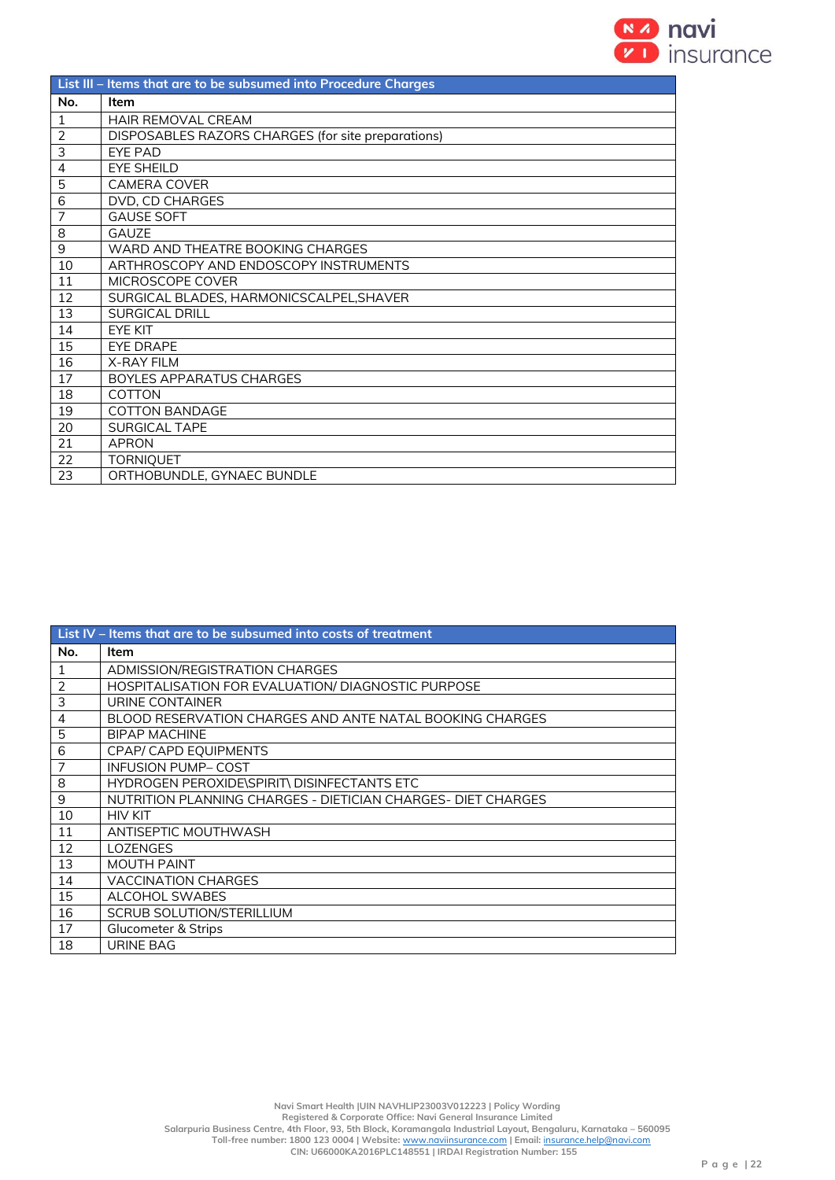| List III – Items that are to be subsumed into Procedure Charges | |
|---|---|
| **No.** | **Item** |
| 1 | HAIR REMOVAL CREAM |
| 2 | DISPOSABLES RAZORS CHARGES (for site preparations) |
| 3 | EYE PAD |
| 4 | EYE SHEILD |
| 5 | CAMERA COVER |
| 6 | DVD, CD CHARGES |
| 7 | GAUSE SOFT |
| 8 | GAUZE |
| 9 | WARD AND THEATRE BOOKING CHARGES |
| 10 | ARTHROSCOPY AND ENDOSCOPY INSTRUMENTS |
| 11 | MICROSCOPE COVER |
| 12 | SURGICAL BLADES, HARMONICSCALPEL,SHAVER |
| 13 | SURGICAL DRILL |
| 14 | EYE KIT |
| 15 | EYE DRAPE |
| 16 | X-RAY FILM |
| 17 | BOYLES APPARATUS CHARGES |
| 18 | COTTON |
| 19 | COTTON BANDAGE |
| 20 | SURGICAL TAPE |
| 21 | APRON |
| 22 | TORNIQUET |
| 23 | ORTHOBUNDLE, GYNAEC BUNDLE |

| List IV – Items that are to be subsumed into costs of treatment | |
|---|---|
| **No.** | **Item** |
| 1 | ADMISSION/REGISTRATION CHARGES |
| 2 | HOSPITALISATION FOR EVALUATION/ DIAGNOSTIC PURPOSE |
| 3 | URINE CONTAINER |
| 4 | BLOOD RESERVATION CHARGES AND ANTE NATAL BOOKING CHARGES |
| 5 | BIPAP MACHINE |
| 6 | CPAP/ CAPD EQUIPMENTS |
| 7 | INFUSION PUMP– COST |
| 8 | HYDROGEN PEROXIDE\SPIRIT\ DISINFECTANTS ETC |
| 9 | NUTRITION PLANNING CHARGES - DIETICIAN CHARGES- DIET CHARGES |
| 10 | HIV KIT |
| 11 | ANTISEPTIC MOUTHWASH |
| 12 | LOZENGES |
| 13 | MOUTH PAINT |
| 14 | VACCINATION CHARGES |
| 15 | ALCOHOL SWABES |
| 16 | SCRUB SOLUTION/STERILLIUM |
| 17 | Glucometer & Strips |
| 18 | URINE BAG |